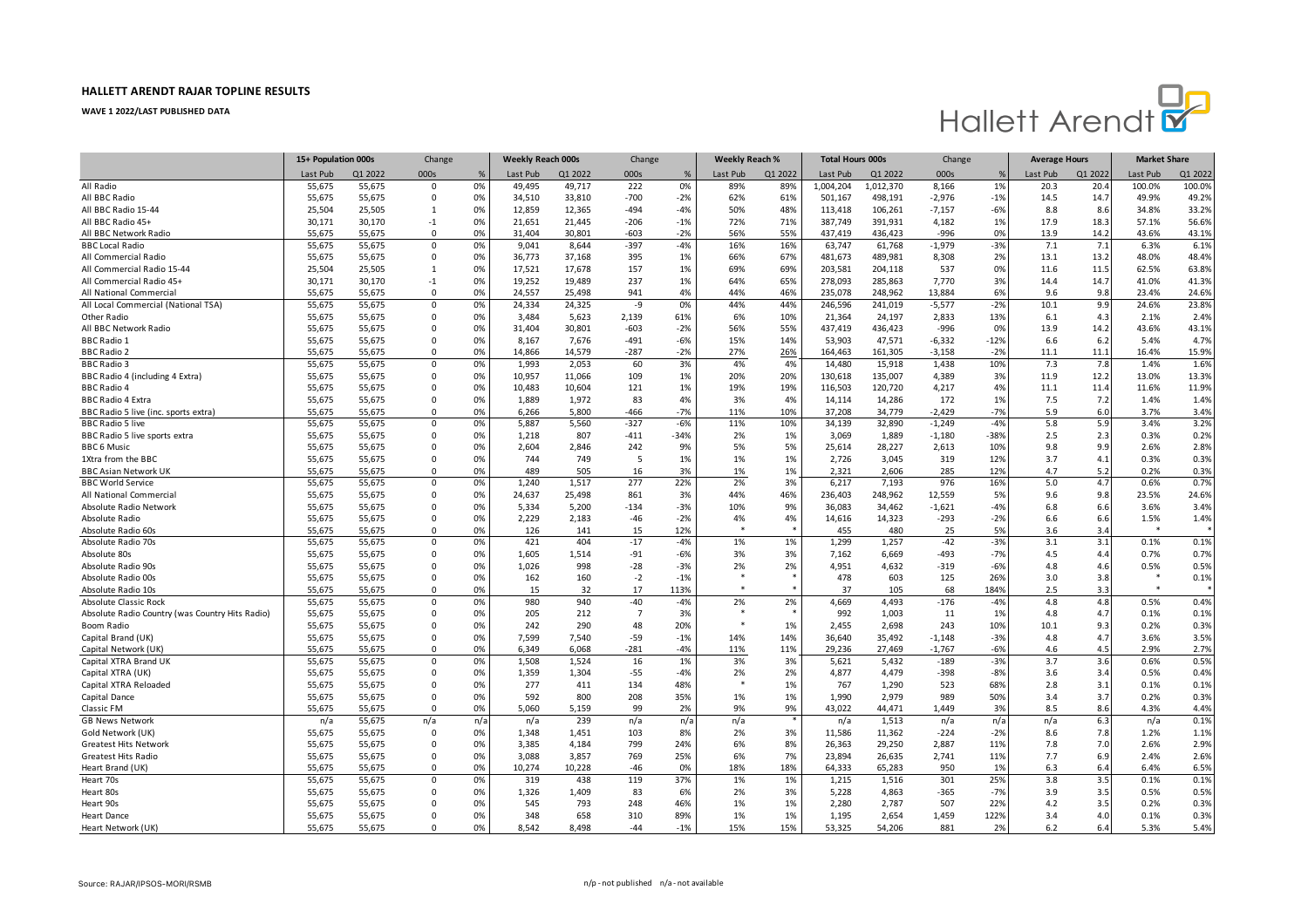# HALLETT ARENDT RAJAR TOPLINE RESULTS

**WAVE 1 2022/LAST PUBLISHED DATA**

| | 15+ Population 000s | | Change | | Weekly Reach 000s | | Change | | Weekly Reach % | | Total Hours 000s | | Change | | Average Hours | | Market Share | |
|---|---|---|---|---|---|---|---|---|---|---|---|---|---|---|---|---|---|---|
| | Last Pub | Q1 2022 | 000s | % | Last Pub | Q1 2022 | 000s | % | Last Pub | Q1 2022 | Last Pub | Q1 2022 | 000s | % | Last Pub | Q1 2022 | Last Pub | Q1 2022 |
| All Radio | 55,675 | 55,675 | 0 | 0% | 49,495 | 49,717 | 222 | 0% | 89% | 89% | 1,004,204 | 1,012,370 | 8,166 | 1% | 20.3 | 20.4 | 100.0% | 100.0% |
| All BBC Radio | 55,675 | 55,675 | 0 | 0% | 34,510 | 33,810 | -700 | -2% | 62% | 61% | 501,167 | 498,191 | -2,976 | -1% | 14.5 | 14.7 | 49.9% | 49.2% |
| All BBC Radio 15-44 | 25,504 | 25,505 | 1 | 0% | 12,859 | 12,365 | -494 | -4% | 50% | 48% | 113,418 | 106,261 | -7,157 | -6% | 8.8 | 8.6 | 34.8% | 33.2% |
| All BBC Radio 45+ | 30,171 | 30,170 | -1 | 0% | 21,651 | 21,445 | -206 | -1% | 72% | 71% | 387,749 | 391,931 | 4,182 | 1% | 17.9 | 18.3 | 57.1% | 56.6% |
| All BBC Network Radio | 55,675 | 55,675 | 0 | 0% | 31,404 | 30,801 | -603 | -2% | 56% | 55% | 437,419 | 436,423 | -996 | 0% | 13.9 | 14.2 | 43.6% | 43.1% |
| BBC Local Radio | 55,675 | 55,675 | 0 | 0% | 9,041 | 8,644 | -397 | -4% | 16% | 16% | 63,747 | 61,768 | -1,979 | -3% | 7.1 | 7.1 | 6.3% | 6.1% |
| All Commercial Radio | 55,675 | 55,675 | 0 | 0% | 36,773 | 37,168 | 395 | 1% | 66% | 67% | 481,673 | 489,981 | 8,308 | 2% | 13.1 | 13.2 | 48.0% | 48.4% |
| All Commercial Radio 15-44 | 25,504 | 25,505 | 1 | 0% | 17,521 | 17,678 | 157 | 1% | 69% | 69% | 203,581 | 204,118 | 537 | 0% | 11.6 | 11.5 | 62.5% | 63.8% |
| All Commercial Radio 45+ | 30,171 | 30,170 | -1 | 0% | 19,252 | 19,489 | 237 | 1% | 64% | 65% | 278,093 | 285,863 | 7,770 | 3% | 14.4 | 14.7 | 41.0% | 41.3% |
| All National Commercial | 55,675 | 55,675 | 0 | 0% | 24,557 | 25,498 | 941 | 4% | 44% | 46% | 235,078 | 248,962 | 13,884 | 6% | 9.6 | 9.8 | 23.4% | 24.6% |
| All Local Commercial (National TSA) | 55,675 | 55,675 | 0 | 0% | 24,334 | 24,325 | -9 | 0% | 44% | 44% | 246,596 | 241,019 | -5,577 | -2% | 10.1 | 9.9 | 24.6% | 23.8% |
| Other Radio | 55,675 | 55,675 | 0 | 0% | 3,484 | 5,623 | 2,139 | 61% | 6% | 10% | 21,364 | 24,197 | 2,833 | 13% | 6.1 | 4.3 | 2.1% | 2.4% |
| All BBC Network Radio | 55,675 | 55,675 | 0 | 0% | 31,404 | 30,801 | -603 | -2% | 56% | 55% | 437,419 | 436,423 | -996 | 0% | 13.9 | 14.2 | 43.6% | 43.1% |
| BBC Radio 1 | 55,675 | 55,675 | 0 | 0% | 8,167 | 7,676 | -491 | -6% | 15% | 14% | 53,903 | 47,571 | -6,332 | -12% | 6.6 | 6.2 | 5.4% | 4.7% |
| BBC Radio 2 | 55,675 | 55,675 | 0 | 0% | 14,866 | 14,579 | -287 | -2% | 27% | 26% | 164,463 | 161,305 | -3,158 | -2% | 11.1 | 11.1 | 16.4% | 15.9% |
| BBC Radio 3 | 55,675 | 55,675 | 0 | 0% | 1,993 | 2,053 | 60 | 3% | 4% | 4% | 14,480 | 15,918 | 1,438 | 10% | 7.3 | 7.8 | 1.4% | 1.6% |
| BBC Radio 4 (including 4 Extra) | 55,675 | 55,675 | 0 | 0% | 10,957 | 11,066 | 109 | 1% | 20% | 20% | 130,618 | 135,007 | 4,389 | 3% | 11.9 | 12.2 | 13.0% | 13.3% |
| BBC Radio 4 | 55,675 | 55,675 | 0 | 0% | 10,483 | 10,604 | 121 | 1% | 19% | 19% | 116,503 | 120,720 | 4,217 | 4% | 11.1 | 11.4 | 11.6% | 11.9% |
| BBC Radio 4 Extra | 55,675 | 55,675 | 0 | 0% | 1,889 | 1,972 | 83 | 4% | 3% | 4% | 14,114 | 14,286 | 172 | 1% | 7.5 | 7.2 | 1.4% | 1.4% |
| BBC Radio 5 live (inc. sports extra) | 55,675 | 55,675 | 0 | 0% | 6,266 | 5,800 | -466 | -7% | 11% | 10% | 37,208 | 34,779 | -2,429 | -7% | 5.9 | 6.0 | 3.7% | 3.4% |
| BBC Radio 5 live | 55,675 | 55,675 | 0 | 0% | 5,887 | 5,560 | -327 | -6% | 11% | 10% | 34,139 | 32,890 | -1,249 | -4% | 5.8 | 5.9 | 3.4% | 3.2% |
| BBC Radio 5 live sports extra | 55,675 | 55,675 | 0 | 0% | 1,218 | 807 | -411 | -34% | 2% | 1% | 3,069 | 1,889 | -1,180 | -38% | 2.5 | 2.3 | 0.3% | 0.2% |
| BBC 6 Music | 55,675 | 55,675 | 0 | 0% | 2,604 | 2,846 | 242 | 9% | 5% | 5% | 25,614 | 28,227 | 2,613 | 10% | 9.8 | 9.9 | 2.6% | 2.8% |
| 1Xtra from the BBC | 55,675 | 55,675 | 0 | 0% | 744 | 749 | 5 | 1% | 1% | 1% | 2,726 | 3,045 | 319 | 12% | 3.7 | 4.1 | 0.3% | 0.3% |
| BBC Asian Network UK | 55,675 | 55,675 | 0 | 0% | 489 | 505 | 16 | 3% | 1% | 1% | 2,321 | 2,606 | 285 | 12% | 4.7 | 5.2 | 0.2% | 0.3% |
| BBC World Service | 55,675 | 55,675 | 0 | 0% | 1,240 | 1,517 | 277 | 22% | 2% | 3% | 6,217 | 7,193 | 976 | 16% | 5.0 | 4.7 | 0.6% | 0.7% |
| All National Commercial | 55,675 | 55,675 | 0 | 0% | 24,637 | 25,498 | 861 | 3% | 44% | 46% | 236,403 | 248,962 | 12,559 | 5% | 9.6 | 9.8 | 23.5% | 24.6% |
| Absolute Radio Network | 55,675 | 55,675 | 0 | 0% | 5,334 | 5,200 | -134 | -3% | 10% | 9% | 36,083 | 34,462 | -1,621 | -4% | 6.8 | 6.6 | 3.6% | 3.4% |
| Absolute Radio | 55,675 | 55,675 | 0 | 0% | 2,229 | 2,183 | -46 | -2% | 4% | 4% | 14,616 | 14,323 | -293 | -2% | 6.6 | 6.6 | 1.5% | 1.4% |
| Absolute Radio 60s | 55,675 | 55,675 | 0 | 0% | 126 | 141 | 15 | 12% | * | * | 455 | 480 | 25 | 5% | 3.6 | 3.4 | * | * |
| Absolute Radio 70s | 55,675 | 55,675 | 0 | 0% | 421 | 404 | -17 | -4% | 1% | 1% | 1,299 | 1,257 | -42 | -3% | 3.1 | 3.1 | 0.1% | 0.1% |
| Absolute 80s | 55,675 | 55,675 | 0 | 0% | 1,605 | 1,514 | -91 | -6% | 3% | 3% | 7,162 | 6,669 | -493 | -7% | 4.5 | 4.4 | 0.7% | 0.7% |
| Absolute Radio 90s | 55,675 | 55,675 | 0 | 0% | 1,026 | 998 | -28 | -3% | 2% | 2% | 4,951 | 4,632 | -319 | -6% | 4.8 | 4.6 | 0.5% | 0.5% |
| Absolute Radio 00s | 55,675 | 55,675 | 0 | 0% | 162 | 160 | -2 | -1% | * | * | 478 | 603 | 125 | 26% | 3.0 | 3.8 | * | 0.1% |
| Absolute Radio 10s | 55,675 | 55,675 | 0 | 0% | 15 | 32 | 17 | 113% | * | * | 37 | 105 | 68 | 184% | 2.5 | 3.3 | * | * |
| Absolute Classic Rock | 55,675 | 55,675 | 0 | 0% | 980 | 940 | -40 | -4% | 2% | 2% | 4,669 | 4,493 | -176 | -4% | 4.8 | 4.8 | 0.5% | 0.4% |
| Absolute Radio Country (was Country Hits Radio) | 55,675 | 55,675 | 0 | 0% | 205 | 212 | 7 | 3% | * | * | 992 | 1,003 | 11 | 1% | 4.8 | 4.7 | 0.1% | 0.1% |
| Boom Radio | 55,675 | 55,675 | 0 | 0% | 242 | 290 | 48 | 20% | * | 1% | 2,455 | 2,698 | 243 | 10% | 10.1 | 9.3 | 0.2% | 0.3% |
| Capital Brand (UK) | 55,675 | 55,675 | 0 | 0% | 7,599 | 7,540 | -59 | -1% | 14% | 14% | 36,640 | 35,492 | -1,148 | -3% | 4.8 | 4.7 | 3.6% | 3.5% |
| Capital Network (UK) | 55,675 | 55,675 | 0 | 0% | 6,349 | 6,068 | -281 | -4% | 11% | 11% | 29,236 | 27,469 | -1,767 | -6% | 4.6 | 4.5 | 2.9% | 2.7% |
| Capital XTRA Brand UK | 55,675 | 55,675 | 0 | 0% | 1,508 | 1,524 | 16 | 1% | 3% | 3% | 5,621 | 5,432 | -189 | -3% | 3.7 | 3.6 | 0.6% | 0.5% |
| Capital XTRA (UK) | 55,675 | 55,675 | 0 | 0% | 1,359 | 1,304 | -55 | -4% | 2% | 2% | 4,877 | 4,479 | -398 | -8% | 3.6 | 3.4 | 0.5% | 0.4% |
| Capital XTRA Reloaded | 55,675 | 55,675 | 0 | 0% | 277 | 411 | 134 | 48% | * | 1% | 767 | 1,290 | 523 | 68% | 2.8 | 3.1 | 0.1% | 0.1% |
| Capital Dance | 55,675 | 55,675 | 0 | 0% | 592 | 800 | 208 | 35% | 1% | 1% | 1,990 | 2,979 | 989 | 50% | 3.4 | 3.7 | 0.2% | 0.3% |
| Classic FM | 55,675 | 55,675 | 0 | 0% | 5,060 | 5,159 | 99 | 2% | 9% | 9% | 43,022 | 44,471 | 1,449 | 3% | 8.5 | 8.6 | 4.3% | 4.4% |
| GB News Network | n/a | 55,675 | n/a | n/a | n/a | 239 | n/a | n/a | n/a | * | n/a | 1,513 | n/a | n/a | n/a | 6.3 | n/a | 0.1% |
| Gold Network (UK) | 55,675 | 55,675 | 0 | 0% | 1,348 | 1,451 | 103 | 8% | 2% | 3% | 11,586 | 11,362 | -224 | -2% | 8.6 | 7.8 | 1.2% | 1.1% |
| Greatest Hits Network | 55,675 | 55,675 | 0 | 0% | 3,385 | 4,184 | 799 | 24% | 6% | 8% | 26,363 | 29,250 | 2,887 | 11% | 7.8 | 7.0 | 2.6% | 2.9% |
| Greatest Hits Radio | 55,675 | 55,675 | 0 | 0% | 3,088 | 3,857 | 769 | 25% | 6% | 7% | 23,894 | 26,635 | 2,741 | 11% | 7.7 | 6.9 | 2.4% | 2.6% |
| Heart Brand (UK) | 55,675 | 55,675 | 0 | 0% | 10,274 | 10,228 | -46 | 0% | 18% | 18% | 64,333 | 65,283 | 950 | 1% | 6.3 | 6.4 | 6.4% | 6.5% |
| Heart 70s | 55,675 | 55,675 | 0 | 0% | 319 | 438 | 119 | 37% | 1% | 1% | 1,215 | 1,516 | 301 | 25% | 3.8 | 3.5 | 0.1% | 0.1% |
| Heart 80s | 55,675 | 55,675 | 0 | 0% | 1,326 | 1,409 | 83 | 6% | 2% | 3% | 5,228 | 4,863 | -365 | -7% | 3.9 | 3.5 | 0.5% | 0.5% |
| Heart 90s | 55,675 | 55,675 | 0 | 0% | 545 | 793 | 248 | 46% | 1% | 1% | 2,280 | 2,787 | 507 | 22% | 4.2 | 3.5 | 0.2% | 0.3% |
| Heart Dance | 55,675 | 55,675 | 0 | 0% | 348 | 658 | 310 | 89% | 1% | 1% | 1,195 | 2,654 | 1,459 | 122% | 3.4 | 4.0 | 0.1% | 0.3% |
| Heart Network (UK) | 55,675 | 55,675 | 0 | 0% | 8,542 | 8,498 | -44 | -1% | 15% | 15% | 53,325 | 54,206 | 881 | 2% | 6.2 | 6.4 | 5.3% | 5.4% |

Source: RAJAR/IPSOS-MORI/RSMB

n/p - not published n/a - not available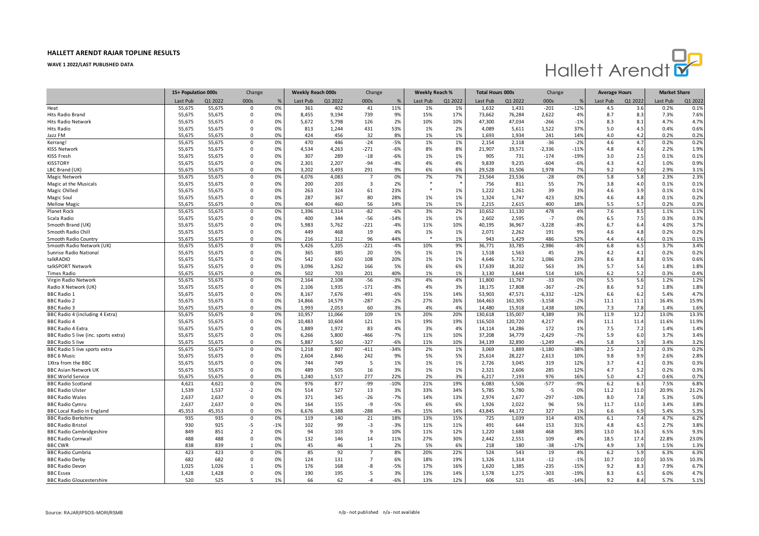# HALLETT ARENDT RAJAR TOPLINE RESULTS

**WAVE 1 2022/LAST PUBLISHED DATA**

| | 15+ Population 000s | | Change | | Weekly Reach 000s | | Change | | Weekly Reach % | | Total Hours 000s | | Change | | Average Hours | | Market Share | |
|---|---|---|---|---|---|---|---|---|---|---|---|---|---|---|---|---|---|---|
| | Last Pub | Q1 2022 | 000s | % | Last Pub | Q1 2022 | 000s | % | Last Pub | Q1 2022 | Last Pub | Q1 2022 | 000s | % | Last Pub | Q1 2022 | Last Pub | Q1 2022 |
| Heat | 55,675 | 55,675 | 0 | 0% | 361 | 402 | 41 | 11% | 1% | 1% | 1,632 | 1,431 | -201 | -12% | 4.5 | 3.6 | 0.2% | 0.1% |
| Hits Radio Brand | 55,675 | 55,675 | 0 | 0% | 8,455 | 9,194 | 739 | 9% | 15% | 17% | 73,662 | 76,284 | 2,622 | 4% | 8.7 | 8.3 | 7.3% | 7.6% |
| Hits Radio Network | 55,675 | 55,675 | 0 | 0% | 5,672 | 5,798 | 126 | 2% | 10% | 10% | 47,300 | 47,034 | -266 | -1% | 8.3 | 8.1 | 4.7% | 4.7% |
| Hits Radio | 55,675 | 55,675 | 0 | 0% | 813 | 1,244 | 431 | 53% | 1% | 2% | 4,089 | 5,611 | 1,522 | 37% | 5.0 | 4.5 | 0.4% | 0.6% |
| Jazz FM | 55,675 | 55,675 | 0 | 0% | 424 | 456 | 32 | 8% | 1% | 1% | 1,693 | 1,934 | 241 | 14% | 4.0 | 4.2 | 0.2% | 0.2% |
| Kerrang! | 55,675 | 55,675 | 0 | 0% | 470 | 446 | -24 | -5% | 1% | 1% | 2,154 | 2,118 | -36 | -2% | 4.6 | 4.7 | 0.2% | 0.2% |
| KISS Network | 55,675 | 55,675 | 0 | 0% | 4,534 | 4,263 | -271 | -6% | 8% | 8% | 21,907 | 19,571 | -2,336 | -11% | 4.8 | 4.6 | 2.2% | 1.9% |
| KISS Fresh | 55,675 | 55,675 | 0 | 0% | 307 | 289 | -18 | -6% | 1% | 1% | 905 | 731 | -174 | -19% | 3.0 | 2.5 | 0.1% | 0.1% |
| KISSTORY | 55,675 | 55,675 | 0 | 0% | 2,301 | 2,207 | -94 | -4% | 4% | 4% | 9,839 | 9,235 | -604 | -6% | 4.3 | 4.2 | 1.0% | 0.9% |
| LBC Brand (UK) | 55,675 | 55,675 | 0 | 0% | 3,202 | 3,493 | 291 | 9% | 6% | 6% | 29,528 | 31,506 | 1,978 | 7% | 9.2 | 9.0 | 2.9% | 3.1% |
| Magic Network | 55,675 | 55,675 | 0 | 0% | 4,076 | 4,083 | 7 | 0% | 7% | 7% | 23,564 | 23,536 | -28 | 0% | 5.8 | 5.8 | 2.3% | 2.3% |
| Magic at the Musicals | 55,675 | 55,675 | 0 | 0% | 200 | 203 | 3 | 2% | * | * | 756 | 811 | 55 | 7% | 3.8 | 4.0 | 0.1% | 0.1% |
| Magic Chilled | 55,675 | 55,675 | 0 | 0% | 263 | 324 | 61 | 23% | * | 1% | 1,222 | 1,261 | 39 | 3% | 4.6 | 3.9 | 0.1% | 0.1% |
| Magic Soul | 55,675 | 55,675 | 0 | 0% | 287 | 367 | 80 | 28% | 1% | 1% | 1,324 | 1,747 | 423 | 32% | 4.6 | 4.8 | 0.1% | 0.2% |
| Mellow Magic | 55,675 | 55,675 | 0 | 0% | 404 | 460 | 56 | 14% | 1% | 1% | 2,215 | 2,615 | 400 | 18% | 5.5 | 5.7 | 0.2% | 0.3% |
| Planet Rock | 55,675 | 55,675 | 0 | 0% | 1,396 | 1,314 | -82 | -6% | 3% | 2% | 10,652 | 11,130 | 478 | 4% | 7.6 | 8.5 | 1.1% | 1.1% |
| Scala Radio | 55,675 | 55,675 | 0 | 0% | 400 | 344 | -56 | -14% | 1% | 1% | 2,602 | 2,595 | -7 | 0% | 6.5 | 7.5 | 0.3% | 0.3% |
| Smooth Brand (UK) | 55,675 | 55,675 | 0 | 0% | 5,983 | 5,762 | -221 | -4% | 11% | 10% | 40,195 | 36,967 | -3,228 | -8% | 6.7 | 6.4 | 4.0% | 3.7% |
| Smooth Radio Chill | 55,675 | 55,675 | 0 | 0% | 449 | 468 | 19 | 4% | 1% | 1% | 2,071 | 2,262 | 191 | 9% | 4.6 | 4.8 | 0.2% | 0.2% |
| Smooth Radio Country | 55,675 | 55,675 | 0 | 0% | 216 | 312 | 96 | 44% | * | 1% | 943 | 1,429 | 486 | 52% | 4.4 | 4.6 | 0.1% | 0.1% |
| Smooth Radio Network (UK) | 55,675 | 55,675 | 0 | 0% | 5,426 | 5,205 | -221 | -4% | 10% | 9% | 36,771 | 33,785 | -2,986 | -8% | 6.8 | 6.5 | 3.7% | 3.4% |
| Sunrise Radio National | 55,675 | 55,675 | 0 | 0% | 365 | 385 | 20 | 5% | 1% | 1% | 1,518 | 1,563 | 45 | 3% | 4.2 | 4.1 | 0.2% | 0.2% |
| talkRADIO | 55,675 | 55,675 | 0 | 0% | 542 | 650 | 108 | 20% | 1% | 1% | 4,646 | 5,732 | 1,086 | 23% | 8.6 | 8.8 | 0.5% | 0.6% |
| talkSPORT Network | 55,675 | 55,675 | 0 | 0% | 3,096 | 3,262 | 166 | 5% | 6% | 6% | 17,639 | 18,202 | 563 | 3% | 5.7 | 5.6 | 1.8% | 1.8% |
| Times Radio | 55,675 | 55,675 | 0 | 0% | 502 | 703 | 201 | 40% | 1% | 1% | 3,130 | 3,644 | 514 | 16% | 6.2 | 5.2 | 0.3% | 0.4% |
| Virgin Radio Network | 55,675 | 55,675 | 0 | 0% | 2,164 | 2,108 | -56 | -3% | 4% | 4% | 11,800 | 11,767 | -33 | 0% | 5.5 | 5.6 | 1.2% | 1.2% |
| Radio X Network (UK) | 55,675 | 55,675 | 0 | 0% | 2,106 | 1,935 | -171 | -8% | 4% | 3% | 18,175 | 17,808 | -367 | -2% | 8.6 | 9.2 | 1.8% | 1.8% |
| BBC Radio 1 | 55,675 | 55,675 | 0 | 0% | 8,167 | 7,676 | -491 | -6% | 15% | 14% | 53,903 | 47,571 | -6,332 | -12% | 6.6 | 6.2 | 5.4% | 4.7% |
| BBC Radio 2 | 55,675 | 55,675 | 0 | 0% | 14,866 | 14,579 | -287 | -2% | 27% | 26% | 164,463 | 161,305 | -3,158 | -2% | 11.1 | 11.1 | 16.4% | 15.9% |
| BBC Radio 3 | 55,675 | 55,675 | 0 | 0% | 1,993 | 2,053 | 60 | 3% | 4% | 4% | 14,480 | 15,918 | 1,438 | 10% | 7.3 | 7.8 | 1.4% | 1.6% |
| BBC Radio 4 (including 4 Extra) | 55,675 | 55,675 | 0 | 0% | 10,957 | 11,066 | 109 | 1% | 20% | 20% | 130,618 | 135,007 | 4,389 | 3% | 11.9 | 12.2 | 13.0% | 13.3% |
| BBC Radio 4 | 55,675 | 55,675 | 0 | 0% | 10,483 | 10,604 | 121 | 1% | 19% | 19% | 116,503 | 120,720 | 4,217 | 4% | 11.1 | 11.4 | 11.6% | 11.9% |
| BBC Radio 4 Extra | 55,675 | 55,675 | 0 | 0% | 1,889 | 1,972 | 83 | 4% | 3% | 4% | 14,114 | 14,286 | 172 | 1% | 7.5 | 7.2 | 1.4% | 1.4% |
| BBC Radio 5 live (inc. sports extra) | 55,675 | 55,675 | 0 | 0% | 6,266 | 5,800 | -466 | -7% | 11% | 10% | 37,208 | 34,779 | -2,429 | -7% | 5.9 | 6.0 | 3.7% | 3.4% |
| BBC Radio 5 live | 55,675 | 55,675 | 0 | 0% | 5,887 | 5,560 | -327 | -6% | 11% | 10% | 34,139 | 32,890 | -1,249 | -4% | 5.8 | 5.9 | 3.4% | 3.2% |
| BBC Radio 5 live sports extra | 55,675 | 55,675 | 0 | 0% | 1,218 | 807 | -411 | -34% | 2% | 1% | 3,069 | 1,889 | -1,180 | -38% | 2.5 | 2.3 | 0.3% | 0.2% |
| BBC 6 Music | 55,675 | 55,675 | 0 | 0% | 2,604 | 2,846 | 242 | 9% | 5% | 5% | 25,614 | 28,227 | 2,613 | 10% | 9.8 | 9.9 | 2.6% | 2.8% |
| 1Xtra from the BBC | 55,675 | 55,675 | 0 | 0% | 744 | 749 | 5 | 1% | 1% | 1% | 2,726 | 3,045 | 319 | 12% | 3.7 | 4.1 | 0.3% | 0.3% |
| BBC Asian Network UK | 55,675 | 55,675 | 0 | 0% | 489 | 505 | 16 | 3% | 1% | 1% | 2,321 | 2,606 | 285 | 12% | 4.7 | 5.2 | 0.2% | 0.3% |
| BBC World Service | 55,675 | 55,675 | 0 | 0% | 1,240 | 1,517 | 277 | 22% | 2% | 3% | 6,217 | 7,193 | 976 | 16% | 5.0 | 4.7 | 0.6% | 0.7% |
| BBC Radio Scotland | 4,621 | 4,621 | 0 | 0% | 976 | 877 | -99 | -10% | 21% | 19% | 6,083 | 5,506 | -577 | -9% | 6.2 | 6.3 | 7.5% | 6.8% |
| BBC Radio Ulster | 1,539 | 1,537 | -2 | 0% | 514 | 527 | 13 | 3% | 33% | 34% | 5,785 | 5,780 | -5 | 0% | 11.2 | 11.0 | 20.9% | 21.2% |
| BBC Radio Wales | 2,637 | 2,637 | 0 | 0% | 371 | 345 | -26 | -7% | 14% | 13% | 2,974 | 2,677 | -297 | -10% | 8.0 | 7.8 | 5.3% | 5.0% |
| BBC Radio Cymru | 2,637 | 2,637 | 0 | 0% | 164 | 155 | -9 | -5% | 6% | 6% | 1,926 | 2,022 | 96 | 5% | 11.7 | 13.0 | 3.4% | 3.8% |
| BBC Local Radio in England | 45,353 | 45,353 | 0 | 0% | 6,676 | 6,388 | -288 | -4% | 15% | 14% | 43,845 | 44,172 | 327 | 1% | 6.6 | 6.9 | 5.4% | 5.3% |
| BBC Radio Berkshire | 935 | 935 | 0 | 0% | 119 | 140 | 21 | 18% | 13% | 15% | 725 | 1,039 | 314 | 43% | 6.1 | 7.4 | 4.7% | 6.2% |
| BBC Radio Bristol | 930 | 925 | -5 | -1% | 102 | 99 | -3 | -3% | 11% | 11% | 491 | 644 | 153 | 31% | 4.8 | 6.5 | 2.7% | 3.8% |
| BBC Radio Cambridgeshire | 849 | 851 | 2 | 0% | 94 | 103 | 9 | 10% | 11% | 12% | 1,220 | 1,688 | 468 | 38% | 13.0 | 16.3 | 6.5% | 9.3% |
| BBC Radio Cornwall | 488 | 488 | 0 | 0% | 132 | 146 | 14 | 11% | 27% | 30% | 2,442 | 2,551 | 109 | 4% | 18.5 | 17.4 | 22.8% | 23.0% |
| BBC CWR | 838 | 839 | 1 | 0% | 45 | 46 | 1 | 2% | 5% | 6% | 218 | 180 | -38 | -17% | 4.9 | 3.9 | 1.5% | 1.3% |
| BBC Radio Cumbria | 423 | 423 | 0 | 0% | 85 | 92 | 7 | 8% | 20% | 22% | 524 | 543 | 19 | 4% | 6.2 | 5.9 | 6.3% | 6.3% |
| BBC Radio Derby | 682 | 682 | 0 | 0% | 124 | 131 | 7 | 6% | 18% | 19% | 1,326 | 1,314 | -12 | -1% | 10.7 | 10.0 | 10.5% | 10.3% |
| BBC Radio Devon | 1,025 | 1,026 | 1 | 0% | 176 | 168 | -8 | -5% | 17% | 16% | 1,620 | 1,385 | -235 | -15% | 9.2 | 8.3 | 7.9% | 6.7% |
| BBC Essex | 1,428 | 1,428 | 0 | 0% | 190 | 195 | 5 | 3% | 13% | 14% | 1,578 | 1,275 | -303 | -19% | 8.3 | 6.5 | 6.0% | 4.7% |
| BBC Radio Gloucestershire | 520 | 525 | 5 | 1% | 66 | 62 | -4 | -6% | 13% | 12% | 606 | 521 | -85 | -14% | 9.2 | 8.4 | 5.7% | 5.1% |

Source: RAJAR/IPSOS-MORI/RSMB

n/p - not published n/a - not available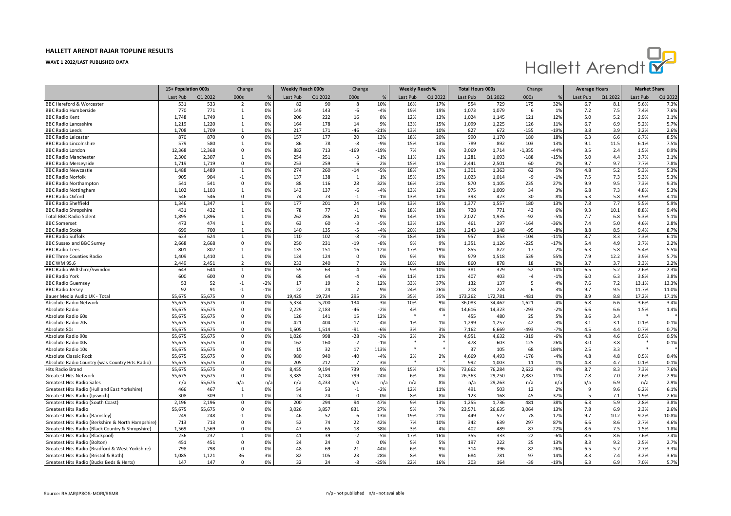**HALLETT ARENDT RAJAR TOPLINE RESULTS**

**WAVE 1 2022/LAST PUBLISHED DATA**

| | 15+ Population 000s | | Change | | Weekly Reach 000s | | Change | | Weekly Reach % | | Total Hours 000s | | Change | | Average Hours | | Market Share | |
|---|---|---|---|---|---|---|---|---|---|---|---|---|---|---|---|---|---|---|
| | Last Pub | Q1 2022 | 000s | % | Last Pub | Q1 2022 | 000s | % | Last Pub | Q1 2022 | Last Pub | Q1 2022 | 000s | % | Last Pub | Q1 2022 | Last Pub | Q1 2022 |
| BBC Hereford & Worcester | 531 | 533 | 2 | 0% | 82 | 90 | 8 | 10% | 16% | 17% | 554 | 729 | 175 | 32% | 6.7 | 8.1 | 5.6% | 7.3% |
| BBC Radio Humberside | 770 | 771 | 1 | 0% | 149 | 143 | -6 | -4% | 19% | 19% | 1,073 | 1,079 | 6 | 1% | 7.2 | 7.5 | 7.4% | 7.6% |
| BBC Radio Kent | 1,748 | 1,749 | 1 | 0% | 206 | 222 | 16 | 8% | 12% | 13% | 1,024 | 1,145 | 121 | 12% | 5.0 | 5.2 | 2.9% | 3.1% |
| BBC Radio Lancashire | 1,219 | 1,220 | 1 | 0% | 164 | 178 | 14 | 9% | 13% | 15% | 1,099 | 1,225 | 126 | 11% | 6.7 | 6.9 | 5.2% | 5.7% |
| BBC Radio Leeds | 1,708 | 1,709 | 1 | 0% | 217 | 171 | -46 | -21% | 13% | 10% | 827 | 672 | -155 | -19% | 3.8 | 3.9 | 3.2% | 2.6% |
| BBC Radio Leicester | 870 | 870 | 0 | 0% | 157 | 177 | 20 | 13% | 18% | 20% | 990 | 1,170 | 180 | 18% | 6.3 | 6.6 | 6.7% | 8.5% |
| BBC Radio Lincolnshire | 579 | 580 | 1 | 0% | 86 | 78 | -8 | -9% | 15% | 13% | 789 | 892 | 103 | 13% | 9.1 | 11.5 | 6.1% | 7.5% |
| BBC Radio London | 12,368 | 12,368 | 0 | 0% | 882 | 713 | -169 | -19% | 7% | 6% | 3,069 | 1,714 | -1,355 | -44% | 3.5 | 2.4 | 1.5% | 0.9% |
| BBC Radio Manchester | 2,306 | 2,307 | 1 | 0% | 254 | 251 | -3 | -1% | 11% | 11% | 1,281 | 1,093 | -188 | -15% | 5.0 | 4.4 | 3.7% | 3.1% |
| BBC Radio Merseyside | 1,719 | 1,719 | 0 | 0% | 253 | 259 | 6 | 2% | 15% | 15% | 2,441 | 2,501 | 60 | 2% | 9.7 | 9.7 | 7.7% | 7.8% |
| BBC Radio Newcastle | 1,488 | 1,489 | 1 | 0% | 274 | 260 | -14 | -5% | 18% | 17% | 1,301 | 1,363 | 62 | 5% | 4.8 | 5.2 | 5.3% | 5.3% |
| BBC Radio Norfolk | 905 | 904 | -1 | 0% | 137 | 138 | 1 | 1% | 15% | 15% | 1,023 | 1,014 | -9 | -1% | 7.5 | 7.3 | 5.3% | 5.3% |
| BBC Radio Northampton | 541 | 541 | 0 | 0% | 88 | 116 | 28 | 32% | 16% | 21% | 870 | 1,105 | 235 | 27% | 9.9 | 9.5 | 7.3% | 9.3% |
| BBC Radio Nottingham | 1,102 | 1,103 | 1 | 0% | 143 | 137 | -6 | -4% | 13% | 12% | 975 | 1,009 | 34 | 3% | 6.8 | 7.3 | 4.8% | 5.3% |
| BBC Radio Oxford | 546 | 546 | 0 | 0% | 74 | 73 | -1 | -1% | 13% | 13% | 393 | 423 | 30 | 8% | 5.3 | 5.8 | 3.9% | 4.1% |
| BBC Radio Sheffield | 1,346 | 1,347 | 1 | 0% | 177 | 201 | 24 | 14% | 13% | 15% | 1,377 | 1,557 | 180 | 13% | 7.8 | 7.7 | 5.5% | 5.9% |
| BBC Radio Shropshire | 431 | 432 | 1 | 0% | 78 | 77 | -1 | -1% | 18% | 18% | 728 | 771 | 43 | 6% | 9.3 | 10.1 | 8.8% | 9.4% |
| Total BBC Radio Solent | 1,895 | 1,896 | 1 | 0% | 262 | 286 | 24 | 9% | 14% | 15% | 2,027 | 1,935 | -92 | -5% | 7.7 | 6.8 | 5.3% | 5.1% |
| BBC Somerset | 473 | 474 | 1 | 0% | 63 | 60 | -3 | -5% | 13% | 13% | 461 | 297 | -164 | -36% | 7.4 | 5.0 | 4.6% | 2.8% |
| BBC Radio Stoke | 699 | 700 | 1 | 0% | 140 | 135 | -5 | -4% | 20% | 19% | 1,243 | 1,148 | -95 | -8% | 8.8 | 8.5 | 9.4% | 8.7% |
| BBC Radio Suffolk | 623 | 624 | 1 | 0% | 110 | 102 | -8 | -7% | 18% | 16% | 957 | 853 | -104 | -11% | 8.7 | 8.3 | 7.3% | 6.1% |
| BBC Sussex and BBC Surrey | 2,668 | 2,668 | 0 | 0% | 250 | 231 | -19 | -8% | 9% | 9% | 1,351 | 1,126 | -225 | -17% | 5.4 | 4.9 | 2.7% | 2.2% |
| BBC Radio Tees | 801 | 802 | 1 | 0% | 135 | 151 | 16 | 12% | 17% | 19% | 855 | 872 | 17 | 2% | 6.3 | 5.8 | 5.4% | 5.5% |
| BBC Three Counties Radio | 1,409 | 1,410 | 1 | 0% | 124 | 124 | 0 | 0% | 9% | 9% | 979 | 1,518 | 539 | 55% | 7.9 | 12.2 | 3.9% | 5.7% |
| BBC WM 95.6 | 2,449 | 2,451 | 2 | 0% | 233 | 240 | 7 | 3% | 10% | 10% | 860 | 878 | 18 | 2% | 3.7 | 3.7 | 2.3% | 2.2% |
| BBC Radio Wiltshire/Swindon | 643 | 644 | 1 | 0% | 59 | 63 | 4 | 7% | 9% | 10% | 381 | 329 | -52 | -14% | 6.5 | 5.2 | 2.6% | 2.3% |
| BBC Radio York | 600 | 600 | 0 | 0% | 68 | 64 | -4 | -6% | 11% | 11% | 407 | 403 | -4 | -1% | 6.0 | 6.3 | 3.8% | 3.8% |
| BBC Radio Guernsey | 53 | 52 | -1 | -2% | 17 | 19 | 2 | 12% | 33% | 37% | 132 | 137 | 5 | 4% | 7.6 | 7.2 | 13.1% | 13.3% |
| BBC Radio Jersey | 92 | 91 | -1 | -1% | 22 | 24 | 2 | 9% | 24% | 26% | 218 | 224 | 6 | 3% | 9.7 | 9.5 | 11.7% | 11.0% |
| Bauer Media Audio UK - Total | 55,675 | 55,675 | 0 | 0% | 19,429 | 19,724 | 295 | 2% | 35% | 35% | 173,262 | 172,781 | -481 | 0% | 8.9 | 8.8 | 17.2% | 17.1% |
| Absolute Radio Network | 55,675 | 55,675 | 0 | 0% | 5,334 | 5,200 | -134 | -3% | 10% | 9% | 36,083 | 34,462 | -1,621 | -4% | 6.8 | 6.6 | 3.6% | 3.4% |
| Absolute Radio | 55,675 | 55,675 | 0 | 0% | 2,229 | 2,183 | -46 | -2% | 4% | 4% | 14,616 | 14,323 | -293 | -2% | 6.6 | 6.6 | 1.5% | 1.4% |
| Absolute Radio 60s | 55,675 | 55,675 | 0 | 0% | 126 | 141 | 15 | 12% | * | * | 455 | 480 | 25 | 5% | 3.6 | 3.4 | * | * |
| Absolute Radio 70s | 55,675 | 55,675 | 0 | 0% | 421 | 404 | -17 | -4% | 1% | 1% | 1,299 | 1,257 | -42 | -3% | 3.1 | 3.1 | 0.1% | 0.1% |
| Absolute 80s | 55,675 | 55,675 | 0 | 0% | 1,605 | 1,514 | -91 | -6% | 3% | 3% | 7,162 | 6,669 | -493 | -7% | 4.5 | 4.4 | 0.7% | 0.7% |
| Absolute Radio 90s | 55,675 | 55,675 | 0 | 0% | 1,026 | 998 | -28 | -3% | 2% | 2% | 4,951 | 4,632 | -319 | -6% | 4.8 | 4.6 | 0.5% | 0.5% |
| Absolute Radio 00s | 55,675 | 55,675 | 0 | 0% | 162 | 160 | -2 | -1% | * | * | 478 | 603 | 125 | 26% | 3.0 | 3.8 | * | 0.1% |
| Absolute Radio 10s | 55,675 | 55,675 | 0 | 0% | 15 | 32 | 17 | 113% | * | * | 37 | 105 | 68 | 184% | 2.5 | 3.3 | * | * |
| Absolute Classic Rock | 55,675 | 55,675 | 0 | 0% | 980 | 940 | -40 | -4% | 2% | 2% | 4,669 | 4,493 | -176 | -4% | 4.8 | 4.8 | 0.5% | 0.4% |
| Absolute Radio Country (was Country Hits Radio) | 55,675 | 55,675 | 0 | 0% | 205 | 212 | 7 | 3% | * | * | 992 | 1,003 | 11 | 1% | 4.8 | 4.7 | 0.1% | 0.1% |
| Hits Radio Brand | 55,675 | 55,675 | 0 | 0% | 8,455 | 9,194 | 739 | 9% | 15% | 17% | 73,662 | 76,284 | 2,622 | 4% | 8.7 | 8.3 | 7.3% | 7.6% |
| Greatest Hits Network | 55,675 | 55,675 | 0 | 0% | 3,385 | 4,184 | 799 | 24% | 6% | 8% | 26,363 | 29,250 | 2,887 | 11% | 7.8 | 7.0 | 2.6% | 2.9% |
| Greatest Hits Radio Sales | n/a | 55,675 | n/a | n/a | n/a | 4,233 | n/a | n/a | n/a | 8% | n/a | 29,263 | n/a | n/a | n/a | 6.9 | n/a | 2.9% |
| Greatest Hits Radio (Hull and East Yorkshire) | 466 | 467 | 1 | 0% | 54 | 53 | -1 | -2% | 12% | 11% | 491 | 503 | 12 | 2% | 9 | 9.6 | 6.2% | 6.1% |
| Greatest Hits Radio (Ipswich) | 308 | 309 | 1 | 0% | 24 | 24 | 0 | 0% | 8% | 8% | 123 | 168 | 45 | 37% | 5 | 7.1 | 1.9% | 2.6% |
| Greatest Hits Radio (South Coast) | 2,196 | 2,196 | 0 | 0% | 200 | 294 | 94 | 47% | 9% | 13% | 1,255 | 1,736 | 481 | 38% | 6.3 | 5.9 | 2.8% | 3.8% |
| Greatest Hits Radio | 55,675 | 55,675 | 0 | 0% | 3,026 | 3,857 | 831 | 27% | 5% | 7% | 23,571 | 26,635 | 3,064 | 13% | 7.8 | 6.9 | 2.3% | 2.6% |
| Greatest Hits Radio (Barnsley) | 249 | 248 | -1 | 0% | 46 | 52 | 6 | 13% | 19% | 21% | 449 | 527 | 78 | 17% | 9.7 | 10.2 | 9.2% | 10.8% |
| Greatest Hits Radio (Berkshire & North Hampshire) | 713 | 713 | 0 | 0% | 52 | 74 | 22 | 42% | 7% | 10% | 342 | 639 | 297 | 87% | 6.6 | 8.6 | 2.7% | 4.6% |
| Greatest Hits Radio (Black Country & Shropshire) | 1,569 | 1,569 | 0 | 0% | 47 | 65 | 18 | 38% | 3% | 4% | 402 | 489 | 87 | 22% | 8.6 | 7.5 | 1.5% | 1.8% |
| Greatest Hits Radio (Blackpool) | 236 | 237 | 1 | 0% | 41 | 39 | -2 | -5% | 17% | 16% | 355 | 333 | -22 | -6% | 8.6 | 8.6 | 7.6% | 7.4% |
| Greatest Hits Radio (Bolton) | 451 | 451 | 0 | 0% | 24 | 24 | 0 | 0% | 5% | 5% | 197 | 222 | 25 | 13% | 8.3 | 9.2 | 2.5% | 2.7% |
| Greatest Hits Radio (Bradford & West Yorkshire) | 798 | 798 | 0 | 0% | 48 | 69 | 21 | 44% | 6% | 9% | 314 | 396 | 82 | 26% | 6.5 | 5.7 | 2.7% | 3.3% |
| Greatest Hits Radio (Bristol & Bath) | 1,085 | 1,121 | 36 | 3% | 82 | 105 | 23 | 28% | 8% | 9% | 684 | 781 | 97 | 14% | 8.3 | 7.4 | 3.2% | 3.6% |
| Greatest Hits Radio (Bucks Beds & Herts) | 147 | 147 | 0 | 0% | 32 | 24 | -8 | -25% | 22% | 16% | 203 | 164 | -39 | -19% | 6.3 | 6.9 | 7.0% | 5.7% |

Source: RAJAR/IPSOS-MORI/RSMB

n/p - not published n/a - not available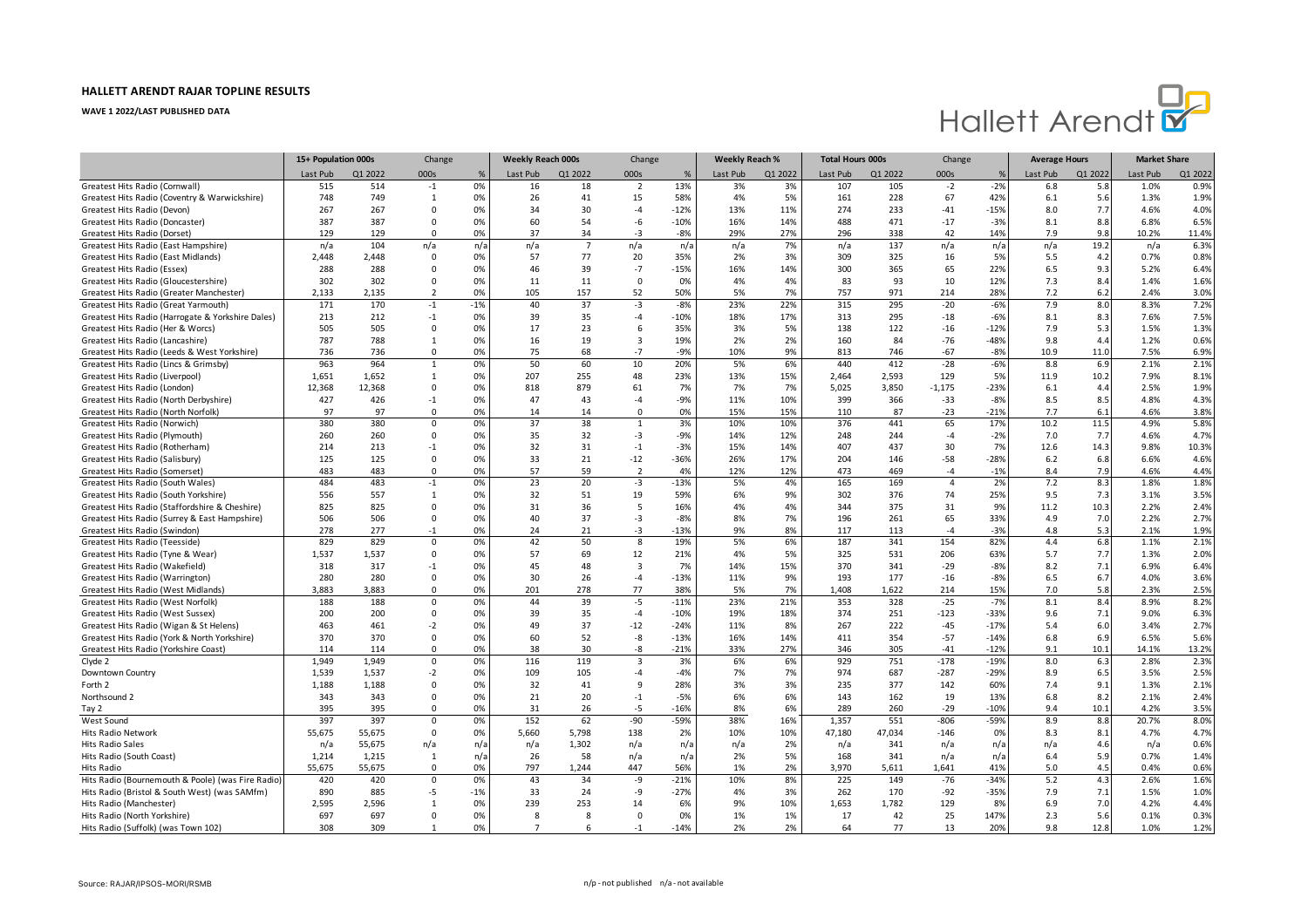# HALLETT ARENDT RAJAR TOPLINE RESULTS

**WAVE 1 2022/LAST PUBLISHED DATA**

| | 15+ Population 000s | | Change | | Weekly Reach 000s | | Change | | Weekly Reach % | | Total Hours 000s | | Change | | Average Hours | | Market Share | |
|---|---|---|---|---|---|---|---|---|---|---|---|---|---|---|---|---|---|---|
| | Last Pub | Q1 2022 | 000s | % | Last Pub | Q1 2022 | 000s | % | Last Pub | Q1 2022 | Last Pub | Q1 2022 | 000s | % | Last Pub | Q1 2022 | Last Pub | Q1 2022 |
| Greatest Hits Radio (Cornwall) | 515 | 514 | -1 | 0% | 16 | 18 | 2 | 13% | 3% | 3% | 107 | 105 | -2 | -2% | 6.8 | 5.8 | 1.0% | 0.9% |
| Greatest Hits Radio (Coventry & Warwickshire) | 748 | 749 | 1 | 0% | 26 | 41 | 15 | 58% | 4% | 5% | 161 | 228 | 67 | 42% | 6.1 | 5.6 | 1.3% | 1.9% |
| Greatest Hits Radio (Devon) | 267 | 267 | 0 | 0% | 34 | 30 | -4 | -12% | 13% | 11% | 274 | 233 | -41 | -15% | 8.0 | 7.7 | 4.6% | 4.0% |
| Greatest Hits Radio (Doncaster) | 387 | 387 | 0 | 0% | 60 | 54 | -6 | -10% | 16% | 14% | 488 | 471 | -17 | -3% | 8.1 | 8.8 | 6.8% | 6.5% |
| Greatest Hits Radio (Dorset) | 129 | 129 | 0 | 0% | 37 | 34 | -3 | -8% | 29% | 27% | 296 | 338 | 42 | 14% | 7.9 | 9.8 | 10.2% | 11.4% |
| Greatest Hits Radio (East Hampshire) | n/a | 104 | n/a | n/a | n/a | 7 | n/a | n/a | n/a | 7% | n/a | 137 | n/a | n/a | n/a | 19.2 | n/a | 6.3% |
| Greatest Hits Radio (East Midlands) | 2,448 | 2,448 | 0 | 0% | 57 | 77 | 20 | 35% | 2% | 3% | 309 | 325 | 16 | 5% | 5.5 | 4.2 | 0.7% | 0.8% |
| Greatest Hits Radio (Essex) | 288 | 288 | 0 | 0% | 46 | 39 | -7 | -15% | 16% | 14% | 300 | 365 | 65 | 22% | 6.5 | 9.3 | 5.2% | 6.4% |
| Greatest Hits Radio (Gloucestershire) | 302 | 302 | 0 | 0% | 11 | 11 | 0 | 0% | 4% | 4% | 83 | 93 | 10 | 12% | 7.3 | 8.4 | 1.4% | 1.6% |
| Greatest Hits Radio (Greater Manchester) | 2,133 | 2,135 | 2 | 0% | 105 | 157 | 52 | 50% | 5% | 7% | 757 | 971 | 214 | 28% | 7.2 | 6.2 | 2.4% | 3.0% |
| Greatest Hits Radio (Great Yarmouth) | 171 | 170 | -1 | -1% | 40 | 37 | -3 | -8% | 23% | 22% | 315 | 295 | -20 | -6% | 7.9 | 8.0 | 8.3% | 7.2% |
| Greatest Hits Radio (Harrogate & Yorkshire Dales) | 213 | 212 | -1 | 0% | 39 | 35 | -4 | -10% | 18% | 17% | 313 | 295 | -18 | -6% | 8.1 | 8.3 | 7.6% | 7.5% |
| Greatest Hits Radio (Her & Worcs) | 505 | 505 | 0 | 0% | 17 | 23 | 6 | 35% | 3% | 5% | 138 | 122 | -16 | -12% | 7.9 | 5.3 | 1.5% | 1.3% |
| Greatest Hits Radio (Lancashire) | 787 | 788 | 1 | 0% | 16 | 19 | 3 | 19% | 2% | 2% | 160 | 84 | -76 | -48% | 9.8 | 4.4 | 1.2% | 0.6% |
| Greatest Hits Radio (Leeds & West Yorkshire) | 736 | 736 | 0 | 0% | 75 | 68 | -7 | -9% | 10% | 9% | 813 | 746 | -67 | -8% | 10.9 | 11.0 | 7.5% | 6.9% |
| Greatest Hits Radio (Lincs & Grimsby) | 963 | 964 | 1 | 0% | 50 | 60 | 10 | 20% | 5% | 6% | 440 | 412 | -28 | -6% | 8.8 | 6.9 | 2.1% | 2.1% |
| Greatest Hits Radio (Liverpool) | 1,651 | 1,652 | 1 | 0% | 207 | 255 | 48 | 23% | 13% | 15% | 2,464 | 2,593 | 129 | 5% | 11.9 | 10.2 | 7.9% | 8.1% |
| Greatest Hits Radio (London) | 12,368 | 12,368 | 0 | 0% | 818 | 879 | 61 | 7% | 7% | 7% | 5,025 | 3,850 | -1,175 | -23% | 6.1 | 4.4 | 2.5% | 1.9% |
| Greatest Hits Radio (North Derbyshire) | 427 | 426 | -1 | 0% | 47 | 43 | -4 | -9% | 11% | 10% | 399 | 366 | -33 | -8% | 8.5 | 8.5 | 4.8% | 4.3% |
| Greatest Hits Radio (North Norfolk) | 97 | 97 | 0 | 0% | 14 | 14 | 0 | 0% | 15% | 15% | 110 | 87 | -23 | -21% | 7.7 | 6.1 | 4.6% | 3.8% |
| Greatest Hits Radio (Norwich) | 380 | 380 | 0 | 0% | 37 | 38 | 1 | 3% | 10% | 10% | 376 | 441 | 65 | 17% | 10.2 | 11.5 | 4.9% | 5.8% |
| Greatest Hits Radio (Plymouth) | 260 | 260 | 0 | 0% | 35 | 32 | -3 | -9% | 14% | 12% | 248 | 244 | -4 | -2% | 7.0 | 7.7 | 4.6% | 4.7% |
| Greatest Hits Radio (Rotherham) | 214 | 213 | -1 | 0% | 32 | 31 | -1 | -3% | 15% | 14% | 407 | 437 | 30 | 7% | 12.6 | 14.3 | 9.8% | 10.3% |
| Greatest Hits Radio (Salisbury) | 125 | 125 | 0 | 0% | 33 | 21 | -12 | -36% | 26% | 17% | 204 | 146 | -58 | -28% | 6.2 | 6.8 | 6.6% | 4.6% |
| Greatest Hits Radio (Somerset) | 483 | 483 | 0 | 0% | 57 | 59 | 2 | 4% | 12% | 12% | 473 | 469 | -4 | -1% | 8.4 | 7.9 | 4.6% | 4.4% |
| Greatest Hits Radio (South Wales) | 484 | 483 | -1 | 0% | 23 | 20 | -3 | -13% | 5% | 4% | 165 | 169 | 4 | 2% | 7.2 | 8.3 | 1.8% | 1.8% |
| Greatest Hits Radio (South Yorkshire) | 556 | 557 | 1 | 0% | 32 | 51 | 19 | 59% | 6% | 9% | 302 | 376 | 74 | 25% | 9.5 | 7.3 | 3.1% | 3.5% |
| Greatest Hits Radio (Staffordshire & Cheshire) | 825 | 825 | 0 | 0% | 31 | 36 | 5 | 16% | 4% | 4% | 344 | 375 | 31 | 9% | 11.2 | 10.3 | 2.2% | 2.4% |
| Greatest Hits Radio (Surrey & East Hampshire) | 506 | 506 | 0 | 0% | 40 | 37 | -3 | -8% | 8% | 7% | 196 | 261 | 65 | 33% | 4.9 | 7.0 | 2.2% | 2.7% |
| Greatest Hits Radio (Swindon) | 278 | 277 | -1 | 0% | 24 | 21 | -3 | -13% | 9% | 8% | 117 | 113 | -4 | -3% | 4.8 | 5.3 | 2.1% | 1.9% |
| Greatest Hits Radio (Teesside) | 829 | 829 | 0 | 0% | 42 | 50 | 8 | 19% | 5% | 6% | 187 | 341 | 154 | 82% | 4.4 | 6.8 | 1.1% | 2.1% |
| Greatest Hits Radio (Tyne & Wear) | 1,537 | 1,537 | 0 | 0% | 57 | 69 | 12 | 21% | 4% | 5% | 325 | 531 | 206 | 63% | 5.7 | 7.7 | 1.3% | 2.0% |
| Greatest Hits Radio (Wakefield) | 318 | 317 | -1 | 0% | 45 | 48 | 3 | 7% | 14% | 15% | 370 | 341 | -29 | -8% | 8.2 | 7.1 | 6.9% | 6.4% |
| Greatest Hits Radio (Warrington) | 280 | 280 | 0 | 0% | 30 | 26 | -4 | -13% | 11% | 9% | 193 | 177 | -16 | -8% | 6.5 | 6.7 | 4.0% | 3.6% |
| Greatest Hits Radio (West Midlands) | 3,883 | 3,883 | 0 | 0% | 201 | 278 | 77 | 38% | 5% | 7% | 1,408 | 1,622 | 214 | 15% | 7.0 | 5.8 | 2.3% | 2.5% |
| Greatest Hits Radio (West Norfolk) | 188 | 188 | 0 | 0% | 44 | 39 | -5 | -11% | 23% | 21% | 353 | 328 | -25 | -7% | 8.1 | 8.4 | 8.9% | 8.2% |
| Greatest Hits Radio (West Sussex) | 200 | 200 | 0 | 0% | 39 | 35 | -4 | -10% | 19% | 18% | 374 | 251 | -123 | -33% | 9.6 | 7.1 | 9.0% | 6.3% |
| Greatest Hits Radio (Wigan & St Helens) | 463 | 461 | -2 | 0% | 49 | 37 | -12 | -24% | 11% | 8% | 267 | 222 | -45 | -17% | 5.4 | 6.0 | 3.4% | 2.7% |
| Greatest Hits Radio (York & North Yorkshire) | 370 | 370 | 0 | 0% | 60 | 52 | -8 | -13% | 16% | 14% | 411 | 354 | -57 | -14% | 6.8 | 6.9 | 6.5% | 5.6% |
| Greatest Hits Radio (Yorkshire Coast) | 114 | 114 | 0 | 0% | 38 | 30 | -8 | -21% | 33% | 27% | 346 | 305 | -41 | -12% | 9.1 | 10.1 | 14.1% | 13.2% |
| Clyde 2 | 1,949 | 1,949 | 0 | 0% | 116 | 119 | 3 | 3% | 6% | 6% | 929 | 751 | -178 | -19% | 8.0 | 6.3 | 2.8% | 2.3% |
| Downtown Country | 1,539 | 1,537 | -2 | 0% | 109 | 105 | -4 | -4% | 7% | 7% | 974 | 687 | -287 | -29% | 8.9 | 6.5 | 3.5% | 2.5% |
| Forth 2 | 1,188 | 1,188 | 0 | 0% | 32 | 41 | 9 | 28% | 3% | 3% | 235 | 377 | 142 | 60% | 7.4 | 9.1 | 1.3% | 2.1% |
| Northsound 2 | 343 | 343 | 0 | 0% | 21 | 20 | -1 | -5% | 6% | 6% | 143 | 162 | 19 | 13% | 6.8 | 8.2 | 2.1% | 2.4% |
| Tay 2 | 395 | 395 | 0 | 0% | 31 | 26 | -5 | -16% | 8% | 6% | 289 | 260 | -29 | -10% | 9.4 | 10.1 | 4.2% | 3.5% |
| West Sound | 397 | 397 | 0 | 0% | 152 | 62 | -90 | -59% | 38% | 16% | 1,357 | 551 | -806 | -59% | 8.9 | 8.8 | 20.7% | 8.0% |
| Hits Radio Network | 55,675 | 55,675 | 0 | 0% | 5,660 | 5,798 | 138 | 2% | 10% | 10% | 47,180 | 47,034 | -146 | 0% | 8.3 | 8.1 | 4.7% | 4.7% |
| Hits Radio Sales | n/a | 55,675 | n/a | n/a | n/a | 1,302 | n/a | n/a | n/a | 2% | n/a | 341 | n/a | n/a | n/a | 4.6 | n/a | 0.6% |
| Hits Radio (South Coast) | 1,214 | 1,215 | 1 | n/a | 26 | 58 | n/a | n/a | 2% | 5% | 168 | 341 | n/a | n/a | 6.4 | 5.9 | 0.7% | 1.4% |
| Hits Radio | 55,675 | 55,675 | 0 | 0% | 797 | 1,244 | 447 | 56% | 1% | 2% | 3,970 | 5,611 | 1,641 | 41% | 5.0 | 4.5 | 0.4% | 0.6% |
| Hits Radio (Bournemouth & Poole) (was Fire Radio) | 420 | 420 | 0 | 0% | 43 | 34 | -9 | -21% | 10% | 8% | 225 | 149 | -76 | -34% | 5.2 | 4.3 | 2.6% | 1.6% |
| Hits Radio (Bristol & South West) (was SAMfm) | 890 | 885 | -5 | -1% | 33 | 24 | -9 | -27% | 4% | 3% | 262 | 170 | -92 | -35% | 7.9 | 7.1 | 1.5% | 1.0% |
| Hits Radio (Manchester) | 2,595 | 2,596 | 1 | 0% | 239 | 253 | 14 | 6% | 9% | 10% | 1,653 | 1,782 | 129 | 8% | 6.9 | 7.0 | 4.2% | 4.4% |
| Hits Radio (North Yorkshire) | 697 | 697 | 0 | 0% | 8 | 8 | 0 | 0% | 1% | 1% | 17 | 42 | 25 | 147% | 2.3 | 5.6 | 0.1% | 0.3% |
| Hits Radio (Suffolk) (was Town 102) | 308 | 309 | 1 | 0% | 7 | 6 | -1 | -14% | 2% | 2% | 64 | 77 | 13 | 20% | 9.8 | 12.8 | 1.0% | 1.2% |

Source: RAJAR/IPSOS-MORI/RSMB

n/p - not published n/a - not available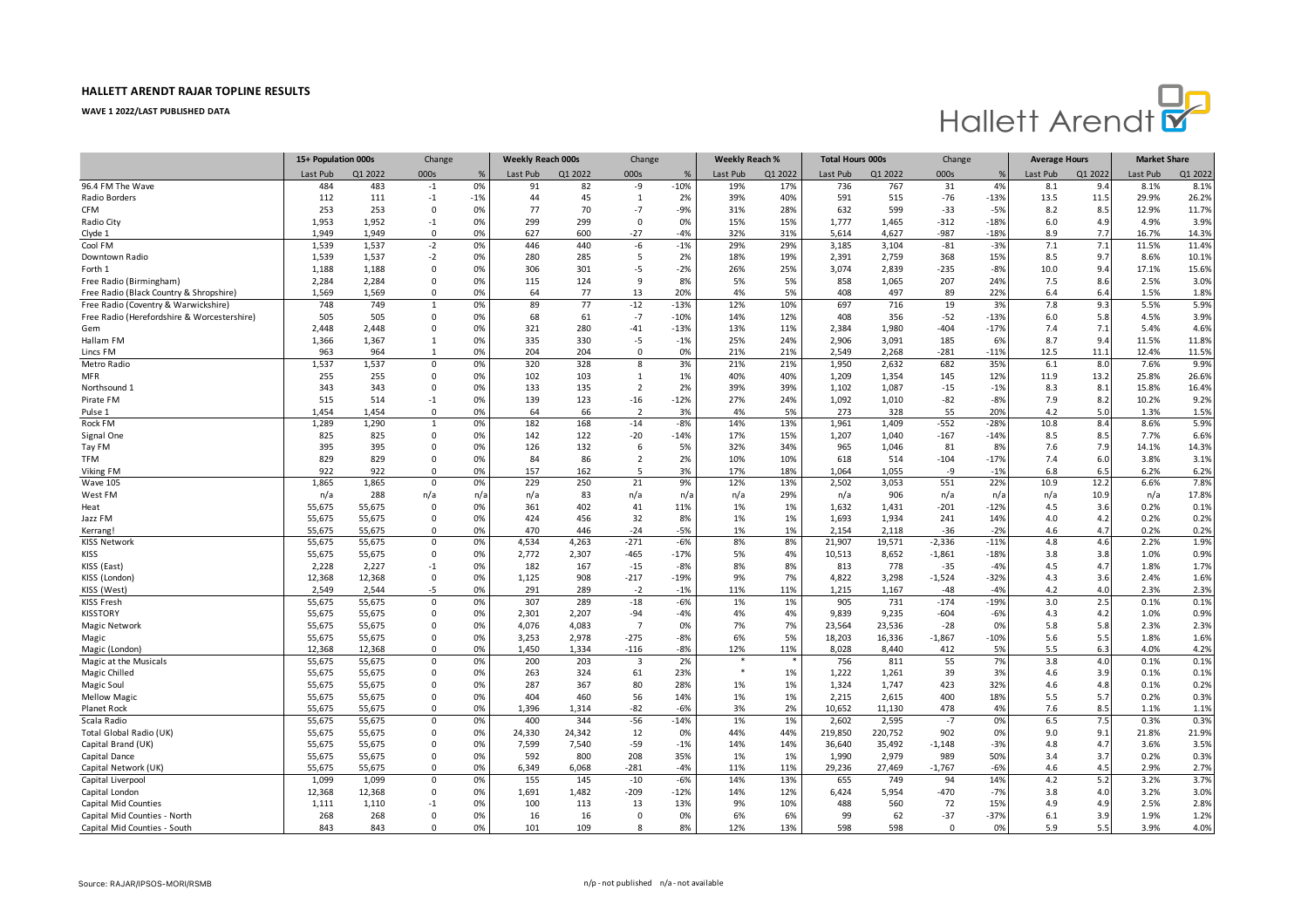# HALLETT ARENDT RAJAR TOPLINE RESULTS

**WAVE 1 2022/LAST PUBLISHED DATA**

| | 15+ Population 000s | | Change | | Weekly Reach 000s | | Change | | Weekly Reach % | | Total Hours 000s | | Change | | Average Hours | | Market Share | |
|---|---|---|---|---|---|---|---|---|---|---|---|---|---|---|---|---|---|---|
| | Last Pub | Q1 2022 | 000s | % | Last Pub | Q1 2022 | 000s | % | Last Pub | Q1 2022 | Last Pub | Q1 2022 | 000s | % | Last Pub | Q1 2022 | Last Pub | Q1 2022 |
| 96.4 FM The Wave | 484 | 483 | -1 | 0% | 91 | 82 | -9 | -10% | 19% | 17% | 736 | 767 | 31 | 4% | 8.1 | 9.4 | 8.1% | 8.1% |
| Radio Borders | 112 | 111 | -1 | -1% | 44 | 45 | 1 | 2% | 39% | 40% | 591 | 515 | -76 | -13% | 13.5 | 11.5 | 29.9% | 26.2% |
| CFM | 253 | 253 | 0 | 0% | 77 | 70 | -7 | -9% | 31% | 28% | 632 | 599 | -33 | -5% | 8.2 | 8.5 | 12.9% | 11.7% |
| Radio City | 1,953 | 1,952 | -1 | 0% | 299 | 299 | 0 | 0% | 15% | 15% | 1,777 | 1,465 | -312 | -18% | 6.0 | 4.9 | 4.9% | 3.9% |
| Clyde 1 | 1,949 | 1,949 | 0 | 0% | 627 | 600 | -27 | -4% | 32% | 31% | 5,614 | 4,627 | -987 | -18% | 8.9 | 7.7 | 16.7% | 14.3% |
| Cool FM | 1,539 | 1,537 | -2 | 0% | 446 | 440 | -6 | -1% | 29% | 29% | 3,185 | 3,104 | -81 | -3% | 7.1 | 7.1 | 11.5% | 11.4% |
| Downtown Radio | 1,539 | 1,537 | -2 | 0% | 280 | 285 | 5 | 2% | 18% | 19% | 2,391 | 2,759 | 368 | 15% | 8.5 | 9.7 | 8.6% | 10.1% |
| Forth 1 | 1,188 | 1,188 | 0 | 0% | 306 | 301 | -5 | -2% | 26% | 25% | 3,074 | 2,839 | -235 | -8% | 10.0 | 9.4 | 17.1% | 15.6% |
| Free Radio (Birmingham) | 2,284 | 2,284 | 0 | 0% | 115 | 124 | 9 | 8% | 5% | 5% | 858 | 1,065 | 207 | 24% | 7.5 | 8.6 | 2.5% | 3.0% |
| Free Radio (Black Country & Shropshire) | 1,569 | 1,569 | 0 | 0% | 64 | 77 | 13 | 20% | 4% | 5% | 408 | 497 | 89 | 22% | 6.4 | 6.4 | 1.5% | 1.8% |
| Free Radio (Coventry & Warwickshire) | 748 | 749 | 1 | 0% | 89 | 77 | -12 | -13% | 12% | 10% | 697 | 716 | 19 | 3% | 7.8 | 9.3 | 5.5% | 5.9% |
| Free Radio (Herefordshire & Worcestershire) | 505 | 505 | 0 | 0% | 68 | 61 | -7 | -10% | 14% | 12% | 408 | 356 | -52 | -13% | 6.0 | 5.8 | 4.5% | 3.9% |
| Gem | 2,448 | 2,448 | 0 | 0% | 321 | 280 | -41 | -13% | 13% | 11% | 2,384 | 1,980 | -404 | -17% | 7.4 | 7.1 | 5.4% | 4.6% |
| Hallam FM | 1,366 | 1,367 | 1 | 0% | 335 | 330 | -5 | -1% | 25% | 24% | 2,906 | 3,091 | 185 | 6% | 8.7 | 9.4 | 11.5% | 11.8% |
| Lincs FM | 963 | 964 | 1 | 0% | 204 | 204 | 0 | 0% | 21% | 21% | 2,549 | 2,268 | -281 | -11% | 12.5 | 11.1 | 12.4% | 11.5% |
| Metro Radio | 1,537 | 1,537 | 0 | 0% | 320 | 328 | 8 | 3% | 21% | 21% | 1,950 | 2,632 | 682 | 35% | 6.1 | 8.0 | 7.6% | 9.9% |
| MFR | 255 | 255 | 0 | 0% | 102 | 103 | 1 | 1% | 40% | 40% | 1,209 | 1,354 | 145 | 12% | 11.9 | 13.2 | 25.8% | 26.6% |
| Northsound 1 | 343 | 343 | 0 | 0% | 133 | 135 | 2 | 2% | 39% | 39% | 1,102 | 1,087 | -15 | -1% | 8.3 | 8.1 | 15.8% | 16.4% |
| Pirate FM | 515 | 514 | -1 | 0% | 139 | 123 | -16 | -12% | 27% | 24% | 1,092 | 1,010 | -82 | -8% | 7.9 | 8.2 | 10.2% | 9.2% |
| Pulse 1 | 1,454 | 1,454 | 0 | 0% | 64 | 66 | 2 | 3% | 4% | 5% | 273 | 328 | 55 | 20% | 4.2 | 5.0 | 1.3% | 1.5% |
| Rock FM | 1,289 | 1,290 | 1 | 0% | 182 | 168 | -14 | -8% | 14% | 13% | 1,961 | 1,409 | -552 | -28% | 10.8 | 8.4 | 8.6% | 5.9% |
| Signal One | 825 | 825 | 0 | 0% | 142 | 122 | -20 | -14% | 17% | 15% | 1,207 | 1,040 | -167 | -14% | 8.5 | 8.5 | 7.7% | 6.6% |
| Tay FM | 395 | 395 | 0 | 0% | 126 | 132 | 6 | 5% | 32% | 34% | 965 | 1,046 | 81 | 8% | 7.6 | 7.9 | 14.1% | 14.3% |
| TFM | 829 | 829 | 0 | 0% | 84 | 86 | 2 | 2% | 10% | 10% | 618 | 514 | -104 | -17% | 7.4 | 6.0 | 3.8% | 3.1% |
| Viking FM | 922 | 922 | 0 | 0% | 157 | 162 | 5 | 3% | 17% | 18% | 1,064 | 1,055 | -9 | -1% | 6.8 | 6.5 | 6.2% | 6.2% |
| Wave 105 | 1,865 | 1,865 | 0 | 0% | 229 | 250 | 21 | 9% | 12% | 13% | 2,502 | 3,053 | 551 | 22% | 10.9 | 12.2 | 6.6% | 7.8% |
| West FM | n/a | 288 | n/a | n/a | n/a | 83 | n/a | n/a | n/a | 29% | n/a | 906 | n/a | n/a | n/a | 10.9 | n/a | 17.8% |
| Heat | 55,675 | 55,675 | 0 | 0% | 361 | 402 | 41 | 11% | 1% | 1% | 1,632 | 1,431 | -201 | -12% | 4.5 | 3.6 | 0.2% | 0.1% |
| Jazz FM | 55,675 | 55,675 | 0 | 0% | 424 | 456 | 32 | 8% | 1% | 1% | 1,693 | 1,934 | 241 | 14% | 4.0 | 4.2 | 0.2% | 0.2% |
| Kerrang! | 55,675 | 55,675 | 0 | 0% | 470 | 446 | -24 | -5% | 1% | 1% | 2,154 | 2,118 | -36 | -2% | 4.6 | 4.7 | 0.2% | 0.2% |
| KISS Network | 55,675 | 55,675 | 0 | 0% | 4,534 | 4,263 | -271 | -6% | 8% | 8% | 21,907 | 19,571 | -2,336 | -11% | 4.8 | 4.6 | 2.2% | 1.9% |
| KISS | 55,675 | 55,675 | 0 | 0% | 2,772 | 2,307 | -465 | -17% | 5% | 4% | 10,513 | 8,652 | -1,861 | -18% | 3.8 | 3.8 | 1.0% | 0.9% |
| KISS (East) | 2,228 | 2,227 | -1 | 0% | 182 | 167 | -15 | -8% | 8% | 8% | 813 | 778 | -35 | -4% | 4.5 | 4.7 | 1.8% | 1.7% |
| KISS (London) | 12,368 | 12,368 | 0 | 0% | 1,125 | 908 | -217 | -19% | 9% | 7% | 4,822 | 3,298 | -1,524 | -32% | 4.3 | 3.6 | 2.4% | 1.6% |
| KISS (West) | 2,549 | 2,544 | -5 | 0% | 291 | 289 | -2 | -1% | 11% | 11% | 1,215 | 1,167 | -48 | -4% | 4.2 | 4.0 | 2.3% | 2.3% |
| KISS Fresh | 55,675 | 55,675 | 0 | 0% | 307 | 289 | -18 | -6% | 1% | 1% | 905 | 731 | -174 | -19% | 3.0 | 2.5 | 0.1% | 0.1% |
| KISSTORY | 55,675 | 55,675 | 0 | 0% | 2,301 | 2,207 | -94 | -4% | 4% | 4% | 9,839 | 9,235 | -604 | -6% | 4.3 | 4.2 | 1.0% | 0.9% |
| Magic Network | 55,675 | 55,675 | 0 | 0% | 4,076 | 4,083 | 7 | 0% | 7% | 7% | 23,564 | 23,536 | -28 | 0% | 5.8 | 5.8 | 2.3% | 2.3% |
| Magic | 55,675 | 55,675 | 0 | 0% | 3,253 | 2,978 | -275 | -8% | 6% | 5% | 18,203 | 16,336 | -1,867 | -10% | 5.6 | 5.5 | 1.8% | 1.6% |
| Magic (London) | 12,368 | 12,368 | 0 | 0% | 1,450 | 1,334 | -116 | -8% | 12% | 11% | 8,028 | 8,440 | 412 | 5% | 5.5 | 6.3 | 4.0% | 4.2% |
| Magic at the Musicals | 55,675 | 55,675 | 0 | 0% | 200 | 203 | 3 | 2% | * | * | 756 | 811 | 55 | 7% | 3.8 | 4.0 | 0.1% | 0.1% |
| Magic Chilled | 55,675 | 55,675 | 0 | 0% | 263 | 324 | 61 | 23% | * | 1% | 1,222 | 1,261 | 39 | 3% | 4.6 | 3.9 | 0.1% | 0.1% |
| Magic Soul | 55,675 | 55,675 | 0 | 0% | 287 | 367 | 80 | 28% | 1% | 1% | 1,324 | 1,747 | 423 | 32% | 4.6 | 4.8 | 0.1% | 0.2% |
| Mellow Magic | 55,675 | 55,675 | 0 | 0% | 404 | 460 | 56 | 14% | 1% | 1% | 2,215 | 2,615 | 400 | 18% | 5.5 | 5.7 | 0.2% | 0.3% |
| Planet Rock | 55,675 | 55,675 | 0 | 0% | 1,396 | 1,314 | -82 | -6% | 3% | 2% | 10,652 | 11,130 | 478 | 4% | 7.6 | 8.5 | 1.1% | 1.1% |
| Scala Radio | 55,675 | 55,675 | 0 | 0% | 400 | 344 | -56 | -14% | 1% | 1% | 2,602 | 2,595 | -7 | 0% | 6.5 | 7.5 | 0.3% | 0.3% |
| Total Global Radio (UK) | 55,675 | 55,675 | 0 | 0% | 24,330 | 24,342 | 12 | 0% | 44% | 44% | 219,850 | 220,752 | 902 | 0% | 9.0 | 9.1 | 21.8% | 21.9% |
| Capital Brand (UK) | 55,675 | 55,675 | 0 | 0% | 7,599 | 7,540 | -59 | -1% | 14% | 14% | 36,640 | 35,492 | -1,148 | -3% | 4.8 | 4.7 | 3.6% | 3.5% |
| Capital Dance | 55,675 | 55,675 | 0 | 0% | 592 | 800 | 208 | 35% | 1% | 1% | 1,990 | 2,979 | 989 | 50% | 3.4 | 3.7 | 0.2% | 0.3% |
| Capital Network (UK) | 55,675 | 55,675 | 0 | 0% | 6,349 | 6,068 | -281 | -4% | 11% | 11% | 29,236 | 27,469 | -1,767 | -6% | 4.6 | 4.5 | 2.9% | 2.7% |
| Capital Liverpool | 1,099 | 1,099 | 0 | 0% | 155 | 145 | -10 | -6% | 14% | 13% | 655 | 749 | 94 | 14% | 4.2 | 5.2 | 3.2% | 3.7% |
| Capital London | 12,368 | 12,368 | 0 | 0% | 1,691 | 1,482 | -209 | -12% | 14% | 12% | 6,424 | 5,954 | -470 | -7% | 3.8 | 4.0 | 3.2% | 3.0% |
| Capital Mid Counties | 1,111 | 1,110 | -1 | 0% | 100 | 113 | 13 | 13% | 9% | 10% | 488 | 560 | 72 | 15% | 4.9 | 4.9 | 2.5% | 2.8% |
| Capital Mid Counties - North | 268 | 268 | 0 | 0% | 16 | 16 | 0 | 0% | 6% | 6% | 99 | 62 | -37 | -37% | 6.1 | 3.9 | 1.9% | 1.2% |
| Capital Mid Counties - South | 843 | 843 | 0 | 0% | 101 | 109 | 8 | 8% | 12% | 13% | 598 | 598 | 0 | 0% | 5.9 | 5.5 | 3.9% | 4.0% |

Source: RAJAR/IPSOS-MORI/RSMB

n/p - not published   n/a - not available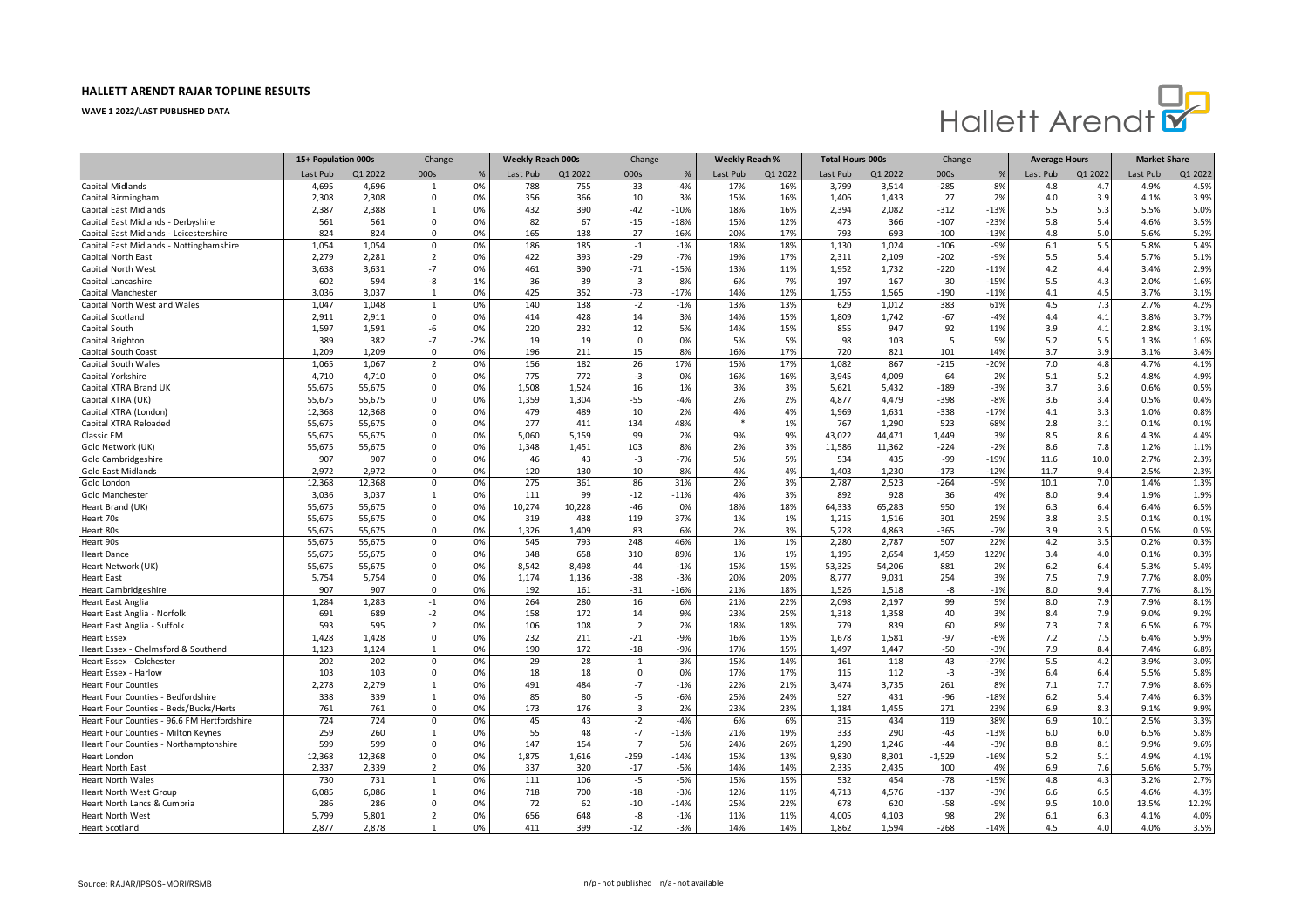# HALLETT ARENDT RAJAR TOPLINE RESULTS

**WAVE 1 2022/LAST PUBLISHED DATA**

| | 15+ Population 000s | | Change | | Weekly Reach 000s | | Change | | Weekly Reach % | | Total Hours 000s | | Change | | Average Hours | | Market Share | |
|---|---|---|---|---|---|---|---|---|---|---|---|---|---|---|---|---|---|---|
| | Last Pub | Q1 2022 | 000s | % | Last Pub | Q1 2022 | 000s | % | Last Pub | Q1 2022 | Last Pub | Q1 2022 | 000s | % | Last Pub | Q1 2022 | Last Pub | Q1 2022 |
| Capital Midlands | 4,695 | 4,696 | 1 | 0% | 788 | 755 | -33 | -4% | 17% | 16% | 3,799 | 3,514 | -285 | -8% | 4.8 | 4.7 | 4.9% | 4.5% |
| Capital Birmingham | 2,308 | 2,308 | 0 | 0% | 356 | 366 | 10 | 3% | 15% | 16% | 1,406 | 1,433 | 27 | 2% | 4.0 | 3.9 | 4.1% | 3.9% |
| Capital East Midlands | 2,387 | 2,388 | 1 | 0% | 432 | 390 | -42 | -10% | 18% | 16% | 2,394 | 2,082 | -312 | -13% | 5.5 | 5.3 | 5.5% | 5.0% |
| Capital East Midlands - Derbyshire | 561 | 561 | 0 | 0% | 82 | 67 | -15 | -18% | 15% | 12% | 473 | 366 | -107 | -23% | 5.8 | 5.4 | 4.6% | 3.5% |
| Capital East Midlands - Leicestershire | 824 | 824 | 0 | 0% | 165 | 138 | -27 | -16% | 20% | 17% | 793 | 693 | -100 | -13% | 4.8 | 5.0 | 5.6% | 5.2% |
| Capital East Midlands - Nottinghamshire | 1,054 | 1,054 | 0 | 0% | 186 | 185 | -1 | -1% | 18% | 18% | 1,130 | 1,024 | -106 | -9% | 6.1 | 5.5 | 5.8% | 5.4% |
| Capital North East | 2,279 | 2,281 | 2 | 0% | 422 | 393 | -29 | -7% | 19% | 17% | 2,311 | 2,109 | -202 | -9% | 5.5 | 5.4 | 5.7% | 5.1% |
| Capital North West | 3,638 | 3,631 | -7 | 0% | 461 | 390 | -71 | -15% | 13% | 11% | 1,952 | 1,732 | -220 | -11% | 4.2 | 4.4 | 3.4% | 2.9% |
| Capital Lancashire | 602 | 594 | -8 | -1% | 36 | 39 | 3 | 8% | 6% | 7% | 197 | 167 | -30 | -15% | 5.5 | 4.3 | 2.0% | 1.6% |
| Capital Manchester | 3,036 | 3,037 | 1 | 0% | 425 | 352 | -73 | -17% | 14% | 12% | 1,755 | 1,565 | -190 | -11% | 4.1 | 4.5 | 3.7% | 3.1% |
| Capital North West and Wales | 1,047 | 1,048 | 1 | 0% | 140 | 138 | -2 | -1% | 13% | 13% | 629 | 1,012 | 383 | 61% | 4.5 | 7.3 | 2.7% | 4.2% |
| Capital Scotland | 2,911 | 2,911 | 0 | 0% | 414 | 428 | 14 | 3% | 14% | 15% | 1,809 | 1,742 | -67 | -4% | 4.4 | 4.1 | 3.8% | 3.7% |
| Capital South | 1,597 | 1,591 | -6 | 0% | 220 | 232 | 12 | 5% | 14% | 15% | 855 | 947 | 92 | 11% | 3.9 | 4.1 | 2.8% | 3.1% |
| Capital Brighton | 389 | 382 | -7 | -2% | 19 | 19 | 0 | 0% | 5% | 5% | 98 | 103 | 5 | 5% | 5.2 | 5.5 | 1.3% | 1.6% |
| Capital South Coast | 1,209 | 1,209 | 0 | 0% | 196 | 211 | 15 | 8% | 16% | 17% | 720 | 821 | 101 | 14% | 3.7 | 3.9 | 3.1% | 3.4% |
| Capital South Wales | 1,065 | 1,067 | 2 | 0% | 156 | 182 | 26 | 17% | 15% | 17% | 1,082 | 867 | -215 | -20% | 7.0 | 4.8 | 4.7% | 4.1% |
| Capital Yorkshire | 4,710 | 4,710 | 0 | 0% | 775 | 772 | -3 | 0% | 16% | 16% | 3,945 | 4,009 | 64 | 2% | 5.1 | 5.2 | 4.8% | 4.9% |
| Capital XTRA Brand UK | 55,675 | 55,675 | 0 | 0% | 1,508 | 1,524 | 16 | 1% | 3% | 3% | 5,621 | 5,432 | -189 | -3% | 3.7 | 3.6 | 0.6% | 0.5% |
| Capital XTRA (UK) | 55,675 | 55,675 | 0 | 0% | 1,359 | 1,304 | -55 | -4% | 2% | 2% | 4,877 | 4,479 | -398 | -8% | 3.6 | 3.4 | 0.5% | 0.4% |
| Capital XTRA (London) | 12,368 | 12,368 | 0 | 0% | 479 | 489 | 10 | 2% | 4% | 4% | 1,969 | 1,631 | -338 | -17% | 4.1 | 3.3 | 1.0% | 0.8% |
| Capital XTRA Reloaded | 55,675 | 55,675 | 0 | 0% | 277 | 411 | 134 | 48% | * | 1% | 767 | 1,290 | 523 | 68% | 2.8 | 3.1 | 0.1% | 0.1% |
| Classic FM | 55,675 | 55,675 | 0 | 0% | 5,060 | 5,159 | 99 | 2% | 9% | 9% | 43,022 | 44,471 | 1,449 | 3% | 8.5 | 8.6 | 4.3% | 4.4% |
| Gold Network (UK) | 55,675 | 55,675 | 0 | 0% | 1,348 | 1,451 | 103 | 8% | 2% | 3% | 11,586 | 11,362 | -224 | -2% | 8.6 | 7.8 | 1.2% | 1.1% |
| Gold Cambridgeshire | 907 | 907 | 0 | 0% | 46 | 43 | -3 | -7% | 5% | 5% | 534 | 435 | -99 | -19% | 11.6 | 10.0 | 2.7% | 2.3% |
| Gold East Midlands | 2,972 | 2,972 | 0 | 0% | 120 | 130 | 10 | 8% | 4% | 4% | 1,403 | 1,230 | -173 | -12% | 11.7 | 9.4 | 2.5% | 2.3% |
| Gold London | 12,368 | 12,368 | 0 | 0% | 275 | 361 | 86 | 31% | 2% | 3% | 2,787 | 2,523 | -264 | -9% | 10.1 | 7.0 | 1.4% | 1.3% |
| Gold Manchester | 3,036 | 3,037 | 1 | 0% | 111 | 99 | -12 | -11% | 4% | 3% | 892 | 928 | 36 | 4% | 8.0 | 9.4 | 1.9% | 1.9% |
| Heart Brand (UK) | 55,675 | 55,675 | 0 | 0% | 10,274 | 10,228 | -46 | 0% | 18% | 18% | 64,333 | 65,283 | 950 | 1% | 6.3 | 6.4 | 6.4% | 6.5% |
| Heart 70s | 55,675 | 55,675 | 0 | 0% | 319 | 438 | 119 | 37% | 1% | 1% | 1,215 | 1,516 | 301 | 25% | 3.8 | 3.5 | 0.1% | 0.1% |
| Heart 80s | 55,675 | 55,675 | 0 | 0% | 1,326 | 1,409 | 83 | 6% | 2% | 3% | 5,228 | 4,863 | -365 | -7% | 3.9 | 3.5 | 0.5% | 0.5% |
| Heart 90s | 55,675 | 55,675 | 0 | 0% | 545 | 793 | 248 | 46% | 1% | 1% | 2,280 | 2,787 | 507 | 22% | 4.2 | 3.5 | 0.2% | 0.3% |
| Heart Dance | 55,675 | 55,675 | 0 | 0% | 348 | 658 | 310 | 89% | 1% | 1% | 1,195 | 2,654 | 1,459 | 122% | 3.4 | 4.0 | 0.1% | 0.3% |
| Heart Network (UK) | 55,675 | 55,675 | 0 | 0% | 8,542 | 8,498 | -44 | -1% | 15% | 15% | 53,325 | 54,206 | 881 | 2% | 6.2 | 6.4 | 5.3% | 5.4% |
| Heart East | 5,754 | 5,754 | 0 | 0% | 1,174 | 1,136 | -38 | -3% | 20% | 20% | 8,777 | 9,031 | 254 | 3% | 7.5 | 7.9 | 7.7% | 8.0% |
| Heart Cambridgeshire | 907 | 907 | 0 | 0% | 192 | 161 | -31 | -16% | 21% | 18% | 1,526 | 1,518 | -8 | -1% | 8.0 | 9.4 | 7.7% | 8.1% |
| Heart East Anglia | 1,284 | 1,283 | -1 | 0% | 264 | 280 | 16 | 6% | 21% | 22% | 2,098 | 2,197 | 99 | 5% | 8.0 | 7.9 | 7.9% | 8.1% |
| Heart East Anglia - Norfolk | 691 | 689 | -2 | 0% | 158 | 172 | 14 | 9% | 23% | 25% | 1,318 | 1,358 | 40 | 3% | 8.4 | 7.9 | 9.0% | 9.2% |
| Heart East Anglia - Suffolk | 593 | 595 | 2 | 0% | 106 | 108 | 2 | 2% | 18% | 18% | 779 | 839 | 60 | 8% | 7.3 | 7.8 | 6.5% | 6.7% |
| Heart Essex | 1,428 | 1,428 | 0 | 0% | 232 | 211 | -21 | -9% | 16% | 15% | 1,678 | 1,581 | -97 | -6% | 7.2 | 7.5 | 6.4% | 5.9% |
| Heart Essex - Chelmsford & Southend | 1,123 | 1,124 | 1 | 0% | 190 | 172 | -18 | -9% | 17% | 15% | 1,497 | 1,447 | -50 | -3% | 7.9 | 8.4 | 7.4% | 6.8% |
| Heart Essex - Colchester | 202 | 202 | 0 | 0% | 29 | 28 | -1 | -3% | 15% | 14% | 161 | 118 | -43 | -27% | 5.5 | 4.2 | 3.9% | 3.0% |
| Heart Essex - Harlow | 103 | 103 | 0 | 0% | 18 | 18 | 0 | 0% | 17% | 17% | 115 | 112 | -3 | -3% | 6.4 | 6.4 | 5.5% | 5.8% |
| Heart Four Counties | 2,278 | 2,279 | 1 | 0% | 491 | 484 | -7 | -1% | 22% | 21% | 3,474 | 3,735 | 261 | 8% | 7.1 | 7.7 | 7.9% | 8.6% |
| Heart Four Counties - Bedfordshire | 338 | 339 | 1 | 0% | 85 | 80 | -5 | -6% | 25% | 24% | 527 | 431 | -96 | -18% | 6.2 | 5.4 | 7.4% | 6.3% |
| Heart Four Counties - Beds/Bucks/Herts | 761 | 761 | 0 | 0% | 173 | 176 | 3 | 2% | 23% | 23% | 1,184 | 1,455 | 271 | 23% | 6.9 | 8.3 | 9.1% | 9.9% |
| Heart Four Counties - 96.6 FM Hertfordshire | 724 | 724 | 0 | 0% | 45 | 43 | -2 | -4% | 6% | 6% | 315 | 434 | 119 | 38% | 6.9 | 10.1 | 2.5% | 3.3% |
| Heart Four Counties - Milton Keynes | 259 | 260 | 1 | 0% | 55 | 48 | -7 | -13% | 21% | 19% | 333 | 290 | -43 | -13% | 6.0 | 6.0 | 6.5% | 5.8% |
| Heart Four Counties - Northamptonshire | 599 | 599 | 0 | 0% | 147 | 154 | 7 | 5% | 24% | 26% | 1,290 | 1,246 | -44 | -3% | 8.8 | 8.1 | 9.9% | 9.6% |
| Heart London | 12,368 | 12,368 | 0 | 0% | 1,875 | 1,616 | -259 | -14% | 15% | 13% | 9,830 | 8,301 | -1,529 | -16% | 5.2 | 5.1 | 4.9% | 4.1% |
| Heart North East | 2,337 | 2,339 | 2 | 0% | 337 | 320 | -17 | -5% | 14% | 14% | 2,335 | 2,435 | 100 | 4% | 6.9 | 7.6 | 5.6% | 5.7% |
| Heart North Wales | 730 | 731 | 1 | 0% | 111 | 106 | -5 | -5% | 15% | 15% | 532 | 454 | -78 | -15% | 4.8 | 4.3 | 3.2% | 2.7% |
| Heart North West Group | 6,085 | 6,086 | 1 | 0% | 718 | 700 | -18 | -3% | 12% | 11% | 4,713 | 4,576 | -137 | -3% | 6.6 | 6.5 | 4.6% | 4.3% |
| Heart North Lancs & Cumbria | 286 | 286 | 0 | 0% | 72 | 62 | -10 | -14% | 25% | 22% | 678 | 620 | -58 | -9% | 9.5 | 10.0 | 13.5% | 12.2% |
| Heart North West | 5,799 | 5,801 | 2 | 0% | 656 | 648 | -8 | -1% | 11% | 11% | 4,005 | 4,103 | 98 | 2% | 6.1 | 6.3 | 4.1% | 4.0% |
| Heart Scotland | 2,877 | 2,878 | 1 | 0% | 411 | 399 | -12 | -3% | 14% | 14% | 1,862 | 1,594 | -268 | -14% | 4.5 | 4.0 | 4.0% | 3.5% |

Source: RAJAR/IPSOS-MORI/RSMB

n/p - not published n/a - not available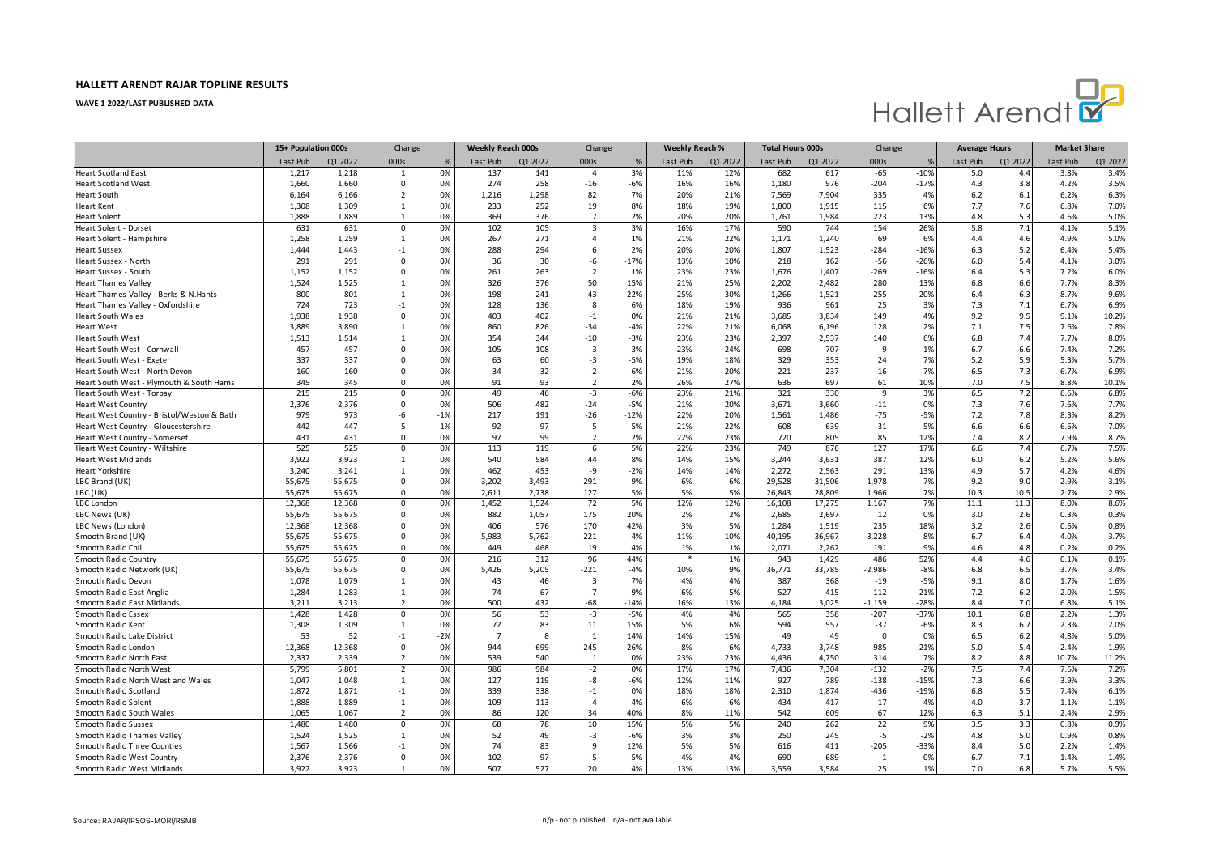# HALLETT ARENDT RAJAR TOPLINE RESULTS

**WAVE 1 2022/LAST PUBLISHED DATA**

| | 15+ Population 000s | | Change | | Weekly Reach 000s | | Change | | Weekly Reach % | | Total Hours 000s | | Change | | Average Hours | | Market Share | |
|---|---|---|---|---|---|---|---|---|---|---|---|---|---|---|---|---|---|---|
| | Last Pub | Q1 2022 | 000s | % | Last Pub | Q1 2022 | 000s | % | Last Pub | Q1 2022 | Last Pub | Q1 2022 | 000s | % | Last Pub | Q1 2022 | Last Pub | Q1 2022 |
| Heart Scotland East | 1,217 | 1,218 | 1 | 0% | 137 | 141 | 4 | 3% | 11% | 12% | 682 | 617 | -65 | -10% | 5.0 | 4.4 | 3.8% | 3.4% |
| Heart Scotland West | 1,660 | 1,660 | 0 | 0% | 274 | 258 | -16 | -6% | 16% | 16% | 1,180 | 976 | -204 | -17% | 4.3 | 3.8 | 4.2% | 3.5% |
| Heart South | 6,164 | 6,166 | 2 | 0% | 1,216 | 1,298 | 82 | 7% | 20% | 21% | 7,569 | 7,904 | 335 | 4% | 6.2 | 6.1 | 6.2% | 6.3% |
| Heart Kent | 1,308 | 1,309 | 1 | 0% | 233 | 252 | 19 | 8% | 18% | 19% | 1,800 | 1,915 | 115 | 6% | 7.7 | 7.6 | 6.8% | 7.0% |
| Heart Solent | 1,888 | 1,889 | 1 | 0% | 369 | 376 | 7 | 2% | 20% | 20% | 1,761 | 1,984 | 223 | 13% | 4.8 | 5.3 | 4.6% | 5.0% |
| Heart Solent - Dorset | 631 | 631 | 0 | 0% | 102 | 105 | 3 | 3% | 16% | 17% | 590 | 744 | 154 | 26% | 5.8 | 7.1 | 4.1% | 5.1% |
| Heart Solent - Hampshire | 1,258 | 1,259 | 1 | 0% | 267 | 271 | 4 | 1% | 21% | 22% | 1,171 | 1,240 | 69 | 6% | 4.4 | 4.6 | 4.9% | 5.0% |
| Heart Sussex | 1,444 | 1,443 | -1 | 0% | 288 | 294 | 6 | 2% | 20% | 20% | 1,807 | 1,523 | -284 | -16% | 6.3 | 5.2 | 6.4% | 5.4% |
| Heart Sussex - North | 291 | 291 | 0 | 0% | 36 | 30 | -6 | -17% | 13% | 10% | 218 | 162 | -56 | -26% | 6.0 | 5.4 | 4.1% | 3.0% |
| Heart Sussex - South | 1,152 | 1,152 | 0 | 0% | 261 | 263 | 2 | 1% | 23% | 23% | 1,676 | 1,407 | -269 | -16% | 6.4 | 5.3 | 7.2% | 6.0% |
| Heart Thames Valley | 1,524 | 1,525 | 1 | 0% | 326 | 376 | 50 | 15% | 21% | 25% | 2,202 | 2,482 | 280 | 13% | 6.8 | 6.6 | 7.7% | 8.3% |
| Heart Thames Valley - Berks & N.Hants | 800 | 801 | 1 | 0% | 198 | 241 | 43 | 22% | 25% | 30% | 1,266 | 1,521 | 255 | 20% | 6.4 | 6.3 | 8.7% | 9.6% |
| Heart Thames Valley - Oxfordshire | 724 | 723 | -1 | 0% | 128 | 136 | 8 | 6% | 18% | 19% | 936 | 961 | 25 | 3% | 7.3 | 7.1 | 6.7% | 6.9% |
| Heart South Wales | 1,938 | 1,938 | 0 | 0% | 403 | 402 | -1 | 0% | 21% | 21% | 3,685 | 3,834 | 149 | 4% | 9.2 | 9.5 | 9.1% | 10.2% |
| Heart West | 3,889 | 3,890 | 1 | 0% | 860 | 826 | -34 | -4% | 22% | 21% | 6,068 | 6,196 | 128 | 2% | 7.1 | 7.5 | 7.6% | 7.8% |
| Heart South West | 1,513 | 1,514 | 1 | 0% | 354 | 344 | -10 | -3% | 23% | 23% | 2,397 | 2,537 | 140 | 6% | 6.8 | 7.4 | 7.7% | 8.0% |
| Heart South West - Cornwall | 457 | 457 | 0 | 0% | 105 | 108 | 3 | 3% | 23% | 24% | 698 | 707 | 9 | 1% | 6.7 | 6.6 | 7.4% | 7.2% |
| Heart South West - Exeter | 337 | 337 | 0 | 0% | 63 | 60 | -3 | -5% | 19% | 18% | 329 | 353 | 24 | 7% | 5.2 | 5.9 | 5.3% | 5.7% |
| Heart South West - North Devon | 160 | 160 | 0 | 0% | 34 | 32 | -2 | -6% | 21% | 20% | 221 | 237 | 16 | 7% | 6.5 | 7.3 | 6.7% | 6.9% |
| Heart South West - Plymouth & South Hams | 345 | 345 | 0 | 0% | 91 | 93 | 2 | 2% | 26% | 27% | 636 | 697 | 61 | 10% | 7.0 | 7.5 | 8.8% | 10.1% |
| Heart South West - Torbay | 215 | 215 | 0 | 0% | 49 | 46 | -3 | -6% | 23% | 21% | 321 | 330 | 9 | 3% | 6.5 | 7.2 | 6.6% | 6.8% |
| Heart West Country | 2,376 | 2,376 | 0 | 0% | 506 | 482 | -24 | -5% | 21% | 20% | 3,671 | 3,660 | -11 | 0% | 7.3 | 7.6 | 7.6% | 7.7% |
| Heart West Country - Bristol/Weston & Bath | 979 | 973 | -6 | -1% | 217 | 191 | -26 | -12% | 22% | 20% | 1,561 | 1,486 | -75 | -5% | 7.2 | 7.8 | 8.3% | 8.2% |
| Heart West Country - Gloucestershire | 442 | 447 | 5 | 1% | 92 | 97 | 5 | 5% | 21% | 22% | 608 | 639 | 31 | 5% | 6.6 | 6.6 | 6.6% | 7.0% |
| Heart West Country - Somerset | 431 | 431 | 0 | 0% | 97 | 99 | 2 | 2% | 22% | 23% | 720 | 805 | 85 | 12% | 7.4 | 8.2 | 7.9% | 8.7% |
| Heart West Country - Wiltshire | 525 | 525 | 0 | 0% | 113 | 119 | 6 | 5% | 22% | 23% | 749 | 876 | 127 | 17% | 6.6 | 7.4 | 6.7% | 7.5% |
| Heart West Midlands | 3,922 | 3,923 | 1 | 0% | 540 | 584 | 44 | 8% | 14% | 15% | 3,244 | 3,631 | 387 | 12% | 6.0 | 6.2 | 5.2% | 5.6% |
| Heart Yorkshire | 3,240 | 3,241 | 1 | 0% | 462 | 453 | -9 | -2% | 14% | 14% | 2,272 | 2,563 | 291 | 13% | 4.9 | 5.7 | 4.2% | 4.6% |
| LBC Brand (UK) | 55,675 | 55,675 | 0 | 0% | 3,202 | 3,493 | 291 | 9% | 6% | 6% | 29,528 | 31,506 | 1,978 | 7% | 9.2 | 9.0 | 2.9% | 3.1% |
| LBC (UK) | 55,675 | 55,675 | 0 | 0% | 2,611 | 2,738 | 127 | 5% | 5% | 5% | 26,843 | 28,809 | 1,966 | 7% | 10.3 | 10.5 | 2.7% | 2.9% |
| LBC London | 12,368 | 12,368 | 0 | 0% | 1,452 | 1,524 | 72 | 5% | 12% | 12% | 16,108 | 17,275 | 1,167 | 7% | 11.1 | 11.3 | 8.0% | 8.6% |
| LBC News (UK) | 55,675 | 55,675 | 0 | 0% | 882 | 1,057 | 175 | 20% | 2% | 2% | 2,685 | 2,697 | 12 | 0% | 3.0 | 2.6 | 0.3% | 0.3% |
| LBC News (London) | 12,368 | 12,368 | 0 | 0% | 406 | 576 | 170 | 42% | 3% | 5% | 1,284 | 1,519 | 235 | 18% | 3.2 | 2.6 | 0.6% | 0.8% |
| Smooth Brand (UK) | 55,675 | 55,675 | 0 | 0% | 5,983 | 5,762 | -221 | -4% | 11% | 10% | 40,195 | 36,967 | -3,228 | -8% | 6.7 | 6.4 | 4.0% | 3.7% |
| Smooth Radio Chill | 55,675 | 55,675 | 0 | 0% | 449 | 468 | 19 | 4% | 1% | 1% | 2,071 | 2,262 | 191 | 9% | 4.6 | 4.8 | 0.2% | 0.2% |
| Smooth Radio Country | 55,675 | 55,675 | 0 | 0% | 216 | 312 | 96 | 44% | * | 1% | 943 | 1,429 | 486 | 52% | 4.4 | 4.6 | 0.1% | 0.1% |
| Smooth Radio Network (UK) | 55,675 | 55,675 | 0 | 0% | 5,426 | 5,205 | -221 | -4% | 10% | 9% | 36,771 | 33,785 | -2,986 | -8% | 6.8 | 6.5 | 3.7% | 3.4% |
| Smooth Radio Devon | 1,078 | 1,079 | 1 | 0% | 43 | 46 | 3 | 7% | 4% | 4% | 387 | 368 | -19 | -5% | 9.1 | 8.0 | 1.7% | 1.6% |
| Smooth Radio East Anglia | 1,284 | 1,283 | -1 | 0% | 74 | 67 | -7 | -9% | 6% | 5% | 527 | 415 | -112 | -21% | 7.2 | 6.2 | 2.0% | 1.5% |
| Smooth Radio East Midlands | 3,211 | 3,213 | 2 | 0% | 500 | 432 | -68 | -14% | 16% | 13% | 4,184 | 3,025 | -1,159 | -28% | 8.4 | 7.0 | 6.8% | 5.1% |
| Smooth Radio Essex | 1,428 | 1,428 | 0 | 0% | 56 | 53 | -3 | -5% | 4% | 4% | 565 | 358 | -207 | -37% | 10.1 | 6.8 | 2.2% | 1.3% |
| Smooth Radio Kent | 1,308 | 1,309 | 1 | 0% | 72 | 83 | 11 | 15% | 5% | 6% | 594 | 557 | -37 | -6% | 8.3 | 6.7 | 2.3% | 2.0% |
| Smooth Radio Lake District | 53 | 52 | -1 | -2% | 7 | 8 | 1 | 14% | 14% | 15% | 49 | 49 | 0 | 0% | 6.5 | 6.2 | 4.8% | 5.0% |
| Smooth Radio London | 12,368 | 12,368 | 0 | 0% | 944 | 699 | -245 | -26% | 8% | 6% | 4,733 | 3,748 | -985 | -21% | 5.0 | 5.4 | 2.4% | 1.9% |
| Smooth Radio North East | 2,337 | 2,339 | 2 | 0% | 539 | 540 | 1 | 0% | 23% | 23% | 4,436 | 4,750 | 314 | 7% | 8.2 | 8.8 | 10.7% | 11.2% |
| Smooth Radio North West | 5,799 | 5,801 | 2 | 0% | 986 | 984 | -2 | 0% | 17% | 17% | 7,436 | 7,304 | -132 | -2% | 7.5 | 7.4 | 7.6% | 7.2% |
| Smooth Radio North West and Wales | 1,047 | 1,048 | 1 | 0% | 127 | 119 | -8 | -6% | 12% | 11% | 927 | 789 | -138 | -15% | 7.3 | 6.6 | 3.9% | 3.3% |
| Smooth Radio Scotland | 1,872 | 1,871 | -1 | 0% | 339 | 338 | -1 | 0% | 18% | 18% | 2,310 | 1,874 | -436 | -19% | 6.8 | 5.5 | 7.4% | 6.1% |
| Smooth Radio Solent | 1,888 | 1,889 | 1 | 0% | 109 | 113 | 4 | 4% | 6% | 6% | 434 | 417 | -17 | -4% | 4.0 | 3.7 | 1.1% | 1.1% |
| Smooth Radio South Wales | 1,065 | 1,067 | 2 | 0% | 86 | 120 | 34 | 40% | 8% | 11% | 542 | 609 | 67 | 12% | 6.3 | 5.1 | 2.4% | 2.9% |
| Smooth Radio Sussex | 1,480 | 1,480 | 0 | 0% | 68 | 78 | 10 | 15% | 5% | 5% | 240 | 262 | 22 | 9% | 3.5 | 3.3 | 0.8% | 0.9% |
| Smooth Radio Thames Valley | 1,524 | 1,525 | 1 | 0% | 52 | 49 | -3 | -6% | 3% | 3% | 250 | 245 | -5 | -2% | 4.8 | 5.0 | 0.9% | 0.8% |
| Smooth Radio Three Counties | 1,567 | 1,566 | -1 | 0% | 74 | 83 | 9 | 12% | 5% | 5% | 616 | 411 | -205 | -33% | 8.4 | 5.0 | 2.2% | 1.4% |
| Smooth Radio West Country | 2,376 | 2,376 | 0 | 0% | 102 | 97 | -5 | -5% | 4% | 4% | 690 | 689 | -1 | 0% | 6.7 | 7.1 | 1.4% | 1.4% |
| Smooth Radio West Midlands | 3,922 | 3,923 | 1 | 0% | 507 | 527 | 20 | 4% | 13% | 13% | 3,559 | 3,584 | 25 | 1% | 7.0 | 6.8 | 5.7% | 5.5% |

Source: RAJAR/IPSOS-MORI/RSMB

n/p - not published n/a - not available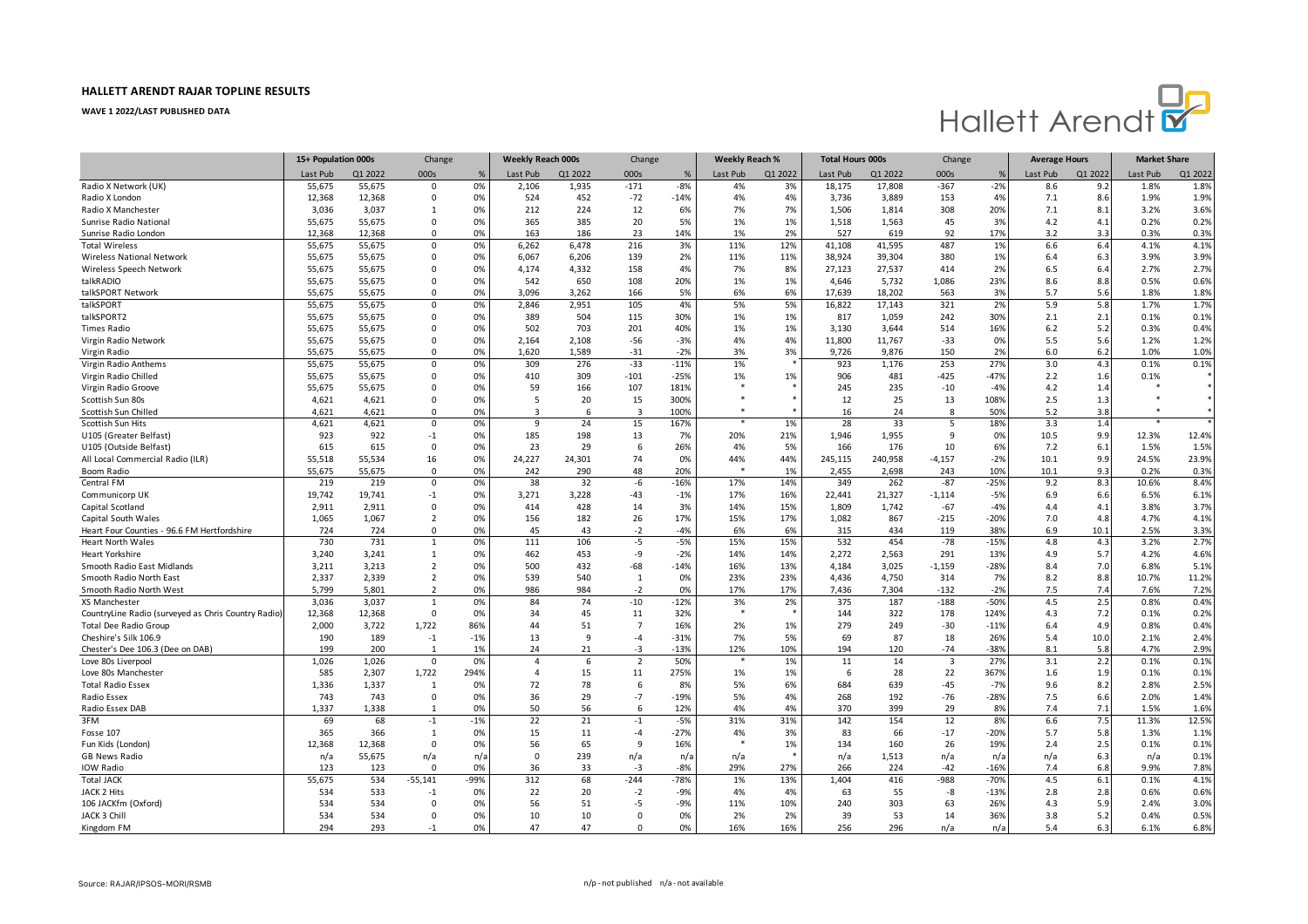# HALLETT ARENDT RAJAR TOPLINE RESULTS

**WAVE 1 2022/LAST PUBLISHED DATA**

| | 15+ Population 000s | | Change | | Weekly Reach 000s | | Change | | Weekly Reach % | | Total Hours 000s | | Change | | Average Hours | | Market Share | |
|---|---|---|---|---|---|---|---|---|---|---|---|---|---|---|---|---|---|---|
| | Last Pub | Q1 2022 | 000s | % | Last Pub | Q1 2022 | 000s | % | Last Pub | Q1 2022 | Last Pub | Q1 2022 | 000s | % | Last Pub | Q1 2022 | Last Pub | Q1 2022 |
| Radio X Network (UK) | 55,675 | 55,675 | 0 | 0% | 2,106 | 1,935 | -171 | -8% | 4% | 3% | 18,175 | 17,808 | -367 | -2% | 8.6 | 9.2 | 1.8% | 1.8% |
| Radio X London | 12,368 | 12,368 | 0 | 0% | 524 | 452 | -72 | -14% | 4% | 4% | 3,736 | 3,889 | 153 | 4% | 7.1 | 8.6 | 1.9% | 1.9% |
| Radio X Manchester | 3,036 | 3,037 | 1 | 0% | 212 | 224 | 12 | 6% | 7% | 7% | 1,506 | 1,814 | 308 | 20% | 7.1 | 8.1 | 3.2% | 3.6% |
| Sunrise Radio National | 55,675 | 55,675 | 0 | 0% | 365 | 385 | 20 | 5% | 1% | 1% | 1,518 | 1,563 | 45 | 3% | 4.2 | 4.1 | 0.2% | 0.2% |
| Sunrise Radio London | 12,368 | 12,368 | 0 | 0% | 163 | 186 | 23 | 14% | 1% | 2% | 527 | 619 | 92 | 17% | 3.2 | 3.3 | 0.3% | 0.3% |
| Total Wireless | 55,675 | 55,675 | 0 | 0% | 6,262 | 6,478 | 216 | 3% | 11% | 12% | 41,108 | 41,595 | 487 | 1% | 6.6 | 6.4 | 4.1% | 4.1% |
| Wireless National Network | 55,675 | 55,675 | 0 | 0% | 6,067 | 6,206 | 139 | 2% | 11% | 11% | 38,924 | 39,304 | 380 | 1% | 6.4 | 6.3 | 3.9% | 3.9% |
| Wireless Speech Network | 55,675 | 55,675 | 0 | 0% | 4,174 | 4,332 | 158 | 4% | 7% | 8% | 27,123 | 27,537 | 414 | 2% | 6.5 | 6.4 | 2.7% | 2.7% |
| talkRADIO | 55,675 | 55,675 | 0 | 0% | 542 | 650 | 108 | 20% | 1% | 1% | 4,646 | 5,732 | 1,086 | 23% | 8.6 | 8.8 | 0.5% | 0.6% |
| talkSPORT Network | 55,675 | 55,675 | 0 | 0% | 3,096 | 3,262 | 166 | 5% | 6% | 6% | 17,639 | 18,202 | 563 | 3% | 5.7 | 5.6 | 1.8% | 1.8% |
| talkSPORT | 55,675 | 55,675 | 0 | 0% | 2,846 | 2,951 | 105 | 4% | 5% | 5% | 16,822 | 17,143 | 321 | 2% | 5.9 | 5.8 | 1.7% | 1.7% |
| talkSPORT2 | 55,675 | 55,675 | 0 | 0% | 389 | 504 | 115 | 30% | 1% | 1% | 817 | 1,059 | 242 | 30% | 2.1 | 2.1 | 0.1% | 0.1% |
| Times Radio | 55,675 | 55,675 | 0 | 0% | 502 | 703 | 201 | 40% | 1% | 1% | 3,130 | 3,644 | 514 | 16% | 6.2 | 5.2 | 0.3% | 0.4% |
| Virgin Radio Network | 55,675 | 55,675 | 0 | 0% | 2,164 | 2,108 | -56 | -3% | 4% | 4% | 11,800 | 11,767 | -33 | 0% | 5.5 | 5.6 | 1.2% | 1.2% |
| Virgin Radio | 55,675 | 55,675 | 0 | 0% | 1,620 | 1,589 | -31 | -2% | 3% | 3% | 9,726 | 9,876 | 150 | 2% | 6.0 | 6.2 | 1.0% | 1.0% |
| Virgin Radio Anthems | 55,675 | 55,675 | 0 | 0% | 309 | 276 | -33 | -11% | 1% | * | 923 | 1,176 | 253 | 27% | 3.0 | 4.3 | 0.1% | 0.1% |
| Virgin Radio Chilled | 55,675 | 55,675 | 0 | 0% | 410 | 309 | -101 | -25% | 1% | 1% | 906 | 481 | -425 | -47% | 2.2 | 1.6 | 0.1% | * |
| Virgin Radio Groove | 55,675 | 55,675 | 0 | 0% | 59 | 166 | 107 | 181% | * | * | 245 | 235 | -10 | -4% | 4.2 | 1.4 | * | * |
| Scottish Sun 80s | 4,621 | 4,621 | 0 | 0% | 5 | 20 | 15 | 300% | * | * | 12 | 25 | 13 | 108% | 2.5 | 1.3 | * | * |
| Scottish Sun Chilled | 4,621 | 4,621 | 0 | 0% | 3 | 6 | 3 | 100% | * | * | 16 | 24 | 8 | 50% | 5.2 | 3.8 | * | * |
| Scottish Sun Hits | 4,621 | 4,621 | 0 | 0% | 9 | 24 | 15 | 167% | * | 1% | 28 | 33 | 5 | 18% | 3.3 | 1.4 | * | * |
| U105 (Greater Belfast) | 923 | 922 | -1 | 0% | 185 | 198 | 13 | 7% | 20% | 21% | 1,946 | 1,955 | 9 | 0% | 10.5 | 9.9 | 12.3% | 12.4% |
| U105 (Outside Belfast) | 615 | 615 | 0 | 0% | 23 | 29 | 6 | 26% | 4% | 5% | 166 | 176 | 10 | 6% | 7.2 | 6.1 | 1.5% | 1.5% |
| All Local Commercial Radio (ILR) | 55,518 | 55,534 | 16 | 0% | 24,227 | 24,301 | 74 | 0% | 44% | 44% | 245,115 | 240,958 | -4,157 | -2% | 10.1 | 9.9 | 24.5% | 23.9% |
| Boom Radio | 55,675 | 55,675 | 0 | 0% | 242 | 290 | 48 | 20% | * | 1% | 2,455 | 2,698 | 243 | 10% | 10.1 | 9.3 | 0.2% | 0.3% |
| Central FM | 219 | 219 | 0 | 0% | 38 | 32 | -6 | -16% | 17% | 14% | 349 | 262 | -87 | -25% | 9.2 | 8.3 | 10.6% | 8.4% |
| Communicorp UK | 19,742 | 19,741 | -1 | 0% | 3,271 | 3,228 | -43 | -1% | 17% | 16% | 22,441 | 21,327 | -1,114 | -5% | 6.9 | 6.6 | 6.5% | 6.1% |
| Capital Scotland | 2,911 | 2,911 | 0 | 0% | 414 | 428 | 14 | 3% | 14% | 15% | 1,809 | 1,742 | -67 | -4% | 4.4 | 4.1 | 3.8% | 3.7% |
| Capital South Wales | 1,065 | 1,067 | 2 | 0% | 156 | 182 | 26 | 17% | 15% | 17% | 1,082 | 867 | -215 | -20% | 7.0 | 4.8 | 4.7% | 4.1% |
| Heart Four Counties - 96.6 FM Hertfordshire | 724 | 724 | 0 | 0% | 45 | 43 | -2 | -4% | 6% | 6% | 315 | 434 | 119 | 38% | 6.9 | 10.1 | 2.5% | 3.3% |
| Heart North Wales | 730 | 731 | 1 | 0% | 111 | 106 | -5 | -5% | 15% | 15% | 532 | 454 | -78 | -15% | 4.8 | 4.3 | 3.2% | 2.7% |
| Heart Yorkshire | 3,240 | 3,241 | 1 | 0% | 462 | 453 | -9 | -2% | 14% | 14% | 2,272 | 2,563 | 291 | 13% | 4.9 | 5.7 | 4.2% | 4.6% |
| Smooth Radio East Midlands | 3,211 | 3,213 | 2 | 0% | 500 | 432 | -68 | -14% | 16% | 13% | 4,184 | 3,025 | -1,159 | -28% | 8.4 | 7.0 | 6.8% | 5.1% |
| Smooth Radio North East | 2,337 | 2,339 | 2 | 0% | 539 | 540 | 1 | 0% | 23% | 23% | 4,436 | 4,750 | 314 | 7% | 8.2 | 8.8 | 10.7% | 11.2% |
| Smooth Radio North West | 5,799 | 5,801 | 2 | 0% | 986 | 984 | -2 | 0% | 17% | 17% | 7,436 | 7,304 | -132 | -2% | 7.5 | 7.4 | 7.6% | 7.2% |
| XS Manchester | 3,036 | 3,037 | 1 | 0% | 84 | 74 | -10 | -12% | 3% | 2% | 375 | 187 | -188 | -50% | 4.5 | 2.5 | 0.8% | 0.4% |
| CountryLine Radio (surveyed as Chris Country Radio) | 12,368 | 12,368 | 0 | 0% | 34 | 45 | 11 | 32% | * | * | 144 | 322 | 178 | 124% | 4.3 | 7.2 | 0.1% | 0.2% |
| Total Dee Radio Group | 2,000 | 3,722 | 1,722 | 86% | 44 | 51 | 7 | 16% | 2% | 1% | 279 | 249 | -30 | -11% | 6.4 | 4.9 | 0.8% | 0.4% |
| Cheshire's Silk 106.9 | 190 | 189 | -1 | -1% | 13 | 9 | -4 | -31% | 7% | 5% | 69 | 87 | 18 | 26% | 5.4 | 10.0 | 2.1% | 2.4% |
| Chester's Dee 106.3 (Dee on DAB) | 199 | 200 | 1 | 1% | 24 | 21 | -3 | -13% | 12% | 10% | 194 | 120 | -74 | -38% | 8.1 | 5.8 | 4.7% | 2.9% |
| Love 80s Liverpool | 1,026 | 1,026 | 0 | 0% | 4 | 6 | 2 | 50% | * | 1% | 11 | 14 | 3 | 27% | 3.1 | 2.2 | 0.1% | 0.1% |
| Love 80s Manchester | 585 | 2,307 | 1,722 | 294% | 4 | 15 | 11 | 275% | 1% | 1% | 6 | 28 | 22 | 367% | 1.6 | 1.9 | 0.1% | 0.1% |
| Total Radio Essex | 1,336 | 1,337 | 1 | 0% | 72 | 78 | 6 | 8% | 5% | 6% | 684 | 639 | -45 | -7% | 9.6 | 8.2 | 2.8% | 2.5% |
| Radio Essex | 743 | 743 | 0 | 0% | 36 | 29 | -7 | -19% | 5% | 4% | 268 | 192 | -76 | -28% | 7.5 | 6.6 | 2.0% | 1.4% |
| Radio Essex DAB | 1,337 | 1,338 | 1 | 0% | 50 | 56 | 6 | 12% | 4% | 4% | 370 | 399 | 29 | 8% | 7.4 | 7.1 | 1.5% | 1.6% |
| 3FM | 69 | 68 | -1 | -1% | 22 | 21 | -1 | -5% | 31% | 31% | 142 | 154 | 12 | 8% | 6.6 | 7.5 | 11.3% | 12.5% |
| Fosse 107 | 365 | 366 | 1 | 0% | 15 | 11 | -4 | -27% | 4% | 3% | 83 | 66 | -17 | -20% | 5.7 | 5.8 | 1.3% | 1.1% |
| Fun Kids (London) | 12,368 | 12,368 | 0 | 0% | 56 | 65 | 9 | 16% | * | 1% | 134 | 160 | 26 | 19% | 2.4 | 2.5 | 0.1% | 0.1% |
| GB News Radio | n/a | 55,675 | n/a | n/a | 0 | 239 | n/a | n/a | n/a | * | n/a | 1,513 | n/a | n/a | n/a | 6.3 | n/a | 0.1% |
| IOW Radio | 123 | 123 | 0 | 0% | 36 | 33 | -3 | -8% | 29% | 27% | 266 | 224 | -42 | -16% | 7.4 | 6.8 | 9.9% | 7.8% |
| Total JACK | 55,675 | 534 | -55,141 | -99% | 312 | 68 | -244 | -78% | 1% | 13% | 1,404 | 416 | -988 | -70% | 4.5 | 6.1 | 0.1% | 4.1% |
| JACK 2 Hits | 534 | 533 | -1 | 0% | 22 | 20 | -2 | -9% | 4% | 4% | 63 | 55 | -8 | -13% | 2.8 | 2.8 | 0.6% | 0.6% |
| 106 JACKfm (Oxford) | 534 | 534 | 0 | 0% | 56 | 51 | -5 | -9% | 11% | 10% | 240 | 303 | 63 | 26% | 4.3 | 5.9 | 2.4% | 3.0% |
| JACK 3 Chill | 534 | 534 | 0 | 0% | 10 | 10 | 0 | 0% | 2% | 2% | 39 | 53 | 14 | 36% | 3.8 | 5.2 | 0.4% | 0.5% |
| Kingdom FM | 294 | 293 | -1 | 0% | 47 | 47 | 0 | 0% | 16% | 16% | 256 | 296 | n/a | n/a | 5.4 | 6.3 | 6.1% | 6.8% |

Source: RAJAR/IPSOS-MORI/RSMB

n/p - not published n/a - not available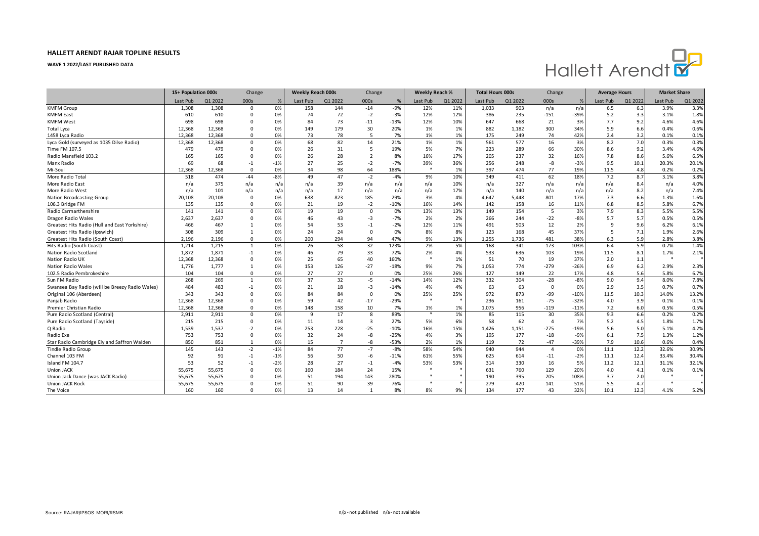# HALLETT ARENDT RAJAR TOPLINE RESULTS

**WAVE 1 2022/LAST PUBLISHED DATA**

| | 15+ Population 000s | | Change | | Weekly Reach 000s | | Change | | Weekly Reach % | | Total Hours 000s | | Change | | Average Hours | | Market Share | |
|---|---|---|---|---|---|---|---|---|---|---|---|---|---|---|---|---|---|---|
| | Last Pub | Q1 2022 | 000s | % | Last Pub | Q1 2022 | 000s | % | Last Pub | Q1 2022 | Last Pub | Q1 2022 | 000s | % | Last Pub | Q1 2022 | Last Pub | Q1 2022 |
| KMFM Group | 1,308 | 1,308 | 0 | 0% | 158 | 144 | -14 | -9% | 12% | 11% | 1,033 | 903 | n/a | n/a | 6.5 | 6.3 | 3.9% | 3.3% |
| KMFM East | 610 | 610 | 0 | 0% | 74 | 72 | -2 | -3% | 12% | 12% | 386 | 235 | -151 | -39% | 5.2 | 3.3 | 3.1% | 1.8% |
| KMFM West | 698 | 698 | 0 | 0% | 84 | 73 | -11 | -13% | 12% | 10% | 647 | 668 | 21 | 3% | 7.7 | 9.2 | 4.6% | 4.6% |
| Total Lyca | 12,368 | 12,368 | 0 | 0% | 149 | 179 | 30 | 20% | 1% | 1% | 882 | 1,182 | 300 | 34% | 5.9 | 6.6 | 0.4% | 0.6% |
| 1458 Lyca Radio | 12,368 | 12,368 | 0 | 0% | 73 | 78 | 5 | 7% | 1% | 1% | 175 | 249 | 74 | 42% | 2.4 | 3.2 | 0.1% | 0.1% |
| Lyca Gold (surveyed as 1035 Dilse Radio) | 12,368 | 12,368 | 0 | 0% | 68 | 82 | 14 | 21% | 1% | 1% | 561 | 577 | 16 | 3% | 8.2 | 7.0 | 0.3% | 0.3% |
| Time FM 107.5 | 479 | 479 | 0 | 0% | 26 | 31 | 5 | 19% | 5% | 7% | 223 | 289 | 66 | 30% | 8.6 | 9.2 | 3.4% | 4.6% |
| Radio Mansfield 103.2 | 165 | 165 | 0 | 0% | 26 | 28 | 2 | 8% | 16% | 17% | 205 | 237 | 32 | 16% | 7.8 | 8.6 | 5.6% | 6.5% |
| Manx Radio | 69 | 68 | -1 | -1% | 27 | 25 | -2 | -7% | 39% | 36% | 256 | 248 | -8 | -3% | 9.5 | 10.1 | 20.3% | 20.1% |
| Mi-Soul | 12,368 | 12,368 | 0 | 0% | 34 | 98 | 64 | 188% | * | 1% | 397 | 474 | 77 | 19% | 11.5 | 4.8 | 0.2% | 0.2% |
| More Radio Total | 518 | 474 | -44 | -8% | 49 | 47 | -2 | -4% | 9% | 10% | 349 | 411 | 62 | 18% | 7.2 | 8.7 | 3.1% | 3.8% |
| More Radio East | n/a | 375 | n/a | n/a | n/a | 39 | n/a | n/a | n/a | 10% | n/a | 327 | n/a | n/a | n/a | 8.4 | n/a | 4.0% |
| More Radio West | n/a | 101 | n/a | n/a | n/a | 17 | n/a | n/a | n/a | 17% | n/a | 140 | n/a | n/a | n/a | 8.2 | n/a | 7.4% |
| Nation Broadcasting Group | 20,108 | 20,108 | 0 | 0% | 638 | 823 | 185 | 29% | 3% | 4% | 4,647 | 5,448 | 801 | 17% | 7.3 | 6.6 | 1.3% | 1.6% |
| 106.3 Bridge FM | 135 | 135 | 0 | 0% | 21 | 19 | -2 | -10% | 16% | 14% | 142 | 158 | 16 | 11% | 6.8 | 8.5 | 5.8% | 6.7% |
| Radio Carmarthenshire | 141 | 141 | 0 | 0% | 19 | 19 | 0 | 0% | 13% | 13% | 149 | 154 | 5 | 3% | 7.9 | 8.3 | 5.5% | 5.5% |
| Dragon Radio Wales | 2,637 | 2,637 | 0 | 0% | 46 | 43 | -3 | -7% | 2% | 2% | 266 | 244 | -22 | -8% | 5.7 | 5.7 | 0.5% | 0.5% |
| Greatest Hits Radio (Hull and East Yorkshire) | 466 | 467 | 1 | 0% | 54 | 53 | -1 | -2% | 12% | 11% | 491 | 503 | 12 | 2% | 9 | 9.6 | 6.2% | 6.1% |
| Greatest Hits Radio (Ipswich) | 308 | 309 | 1 | 0% | 24 | 24 | 0 | 0% | 8% | 8% | 123 | 168 | 45 | 37% | 5 | 7.1 | 1.9% | 2.6% |
| Greatest Hits Radio (South Coast) | 2,196 | 2,196 | 0 | 0% | 200 | 294 | 94 | 47% | 9% | 13% | 1,255 | 1,736 | 481 | 38% | 6.3 | 5.9 | 2.8% | 3.8% |
| Hits Radio (South Coast) | 1,214 | 1,215 | 1 | 0% | 26 | 58 | 32 | 123% | 2% | 5% | 168 | 341 | 173 | 103% | 6.4 | 5.9 | 0.7% | 1.4% |
| Nation Radio Scotland | 1,872 | 1,871 | -1 | 0% | 46 | 79 | 33 | 72% | 2% | 4% | 533 | 636 | 103 | 19% | 11.5 | 8.1 | 1.7% | 2.1% |
| Nation Radio UK | 12,368 | 12,368 | 0 | 0% | 25 | 65 | 40 | 160% | * | 1% | 51 | 70 | 19 | 37% | 2.0 | 1.1 | * | * |
| Nation Radio Wales | 1,776 | 1,777 | 1 | 0% | 153 | 126 | -27 | -18% | 9% | 7% | 1,053 | 774 | -279 | -26% | 6.9 | 6.2 | 2.9% | 2.3% |
| 102.5 Radio Pembrokeshire | 104 | 104 | 0 | 0% | 27 | 27 | 0 | 0% | 25% | 26% | 127 | 149 | 22 | 17% | 4.8 | 5.6 | 5.8% | 6.7% |
| Sun FM Radio | 268 | 269 | 1 | 0% | 37 | 32 | -5 | -14% | 14% | 12% | 332 | 304 | -28 | -8% | 9.0 | 9.4 | 8.0% | 7.8% |
| Swansea Bay Radio (will be Breezy Radio Wales) | 484 | 483 | -1 | 0% | 21 | 18 | -3 | -14% | 4% | 4% | 63 | 63 | 0 | 0% | 2.9 | 3.5 | 0.7% | 0.7% |
| Original 106 (Aberdeen) | 343 | 343 | 0 | 0% | 84 | 84 | 0 | 0% | 25% | 25% | 972 | 873 | -99 | -10% | 11.5 | 10.3 | 14.0% | 13.2% |
| Panjab Radio | 12,368 | 12,368 | 0 | 0% | 59 | 42 | -17 | -29% | * | * | 236 | 161 | -75 | -32% | 4.0 | 3.9 | 0.1% | 0.1% |
| Premier Christian Radio | 12,368 | 12,368 | 0 | 0% | 148 | 158 | 10 | 7% | 1% | 1% | 1,075 | 956 | -119 | -11% | 7.2 | 6.0 | 0.5% | 0.5% |
| Pure Radio Scotland (Central) | 2,911 | 2,911 | 0 | 0% | 9 | 17 | 8 | 89% | * | 1% | 85 | 115 | 30 | 35% | 9.3 | 6.6 | 0.2% | 0.2% |
| Pure Radio Scotland (Tayside) | 215 | 215 | 0 | 0% | 11 | 14 | 3 | 27% | 5% | 6% | 58 | 62 | 4 | 7% | 5.2 | 4.5 | 1.8% | 1.7% |
| Q Radio | 1,539 | 1,537 | -2 | 0% | 253 | 228 | -25 | -10% | 16% | 15% | 1,426 | 1,151 | -275 | -19% | 5.6 | 5.0 | 5.1% | 4.2% |
| Radio Exe | 753 | 753 | 0 | 0% | 32 | 24 | -8 | -25% | 4% | 3% | 195 | 177 | -18 | -9% | 6.1 | 7.5 | 1.3% | 1.2% |
| Star Radio Cambridge Ely and Saffron Walden | 850 | 851 | 1 | 0% | 15 | 7 | -8 | -53% | 2% | 1% | 119 | 72 | -47 | -39% | 7.9 | 10.6 | 0.6% | 0.4% |
| Tindle Radio Group | 145 | 143 | -2 | -1% | 84 | 77 | -7 | -8% | 58% | 54% | 940 | 944 | 4 | 0% | 11.1 | 12.2 | 32.6% | 30.9% |
| Channel 103 FM | 92 | 91 | -1 | -1% | 56 | 50 | -6 | -11% | 61% | 55% | 625 | 614 | -11 | -2% | 11.1 | 12.4 | 33.4% | 30.4% |
| Island FM 104.7 | 53 | 52 | -1 | -2% | 28 | 27 | -1 | -4% | 53% | 53% | 314 | 330 | 16 | 5% | 11.2 | 12.1 | 31.1% | 32.1% |
| Union JACK | 55,675 | 55,675 | 0 | 0% | 160 | 184 | 24 | 15% | * | * | 631 | 760 | 129 | 20% | 4.0 | 4.1 | 0.1% | 0.1% |
| Union Jack Dance (was JACK Radio) | 55,675 | 55,675 | 0 | 0% | 51 | 194 | 143 | 280% | * | * | 190 | 395 | 205 | 108% | 3.7 | 2.0 | * | * |
| Union JACK Rock | 55,675 | 55,675 | 0 | 0% | 51 | 90 | 39 | 76% | * | * | 279 | 420 | 141 | 51% | 5.5 | 4.7 | * | * |
| The Voice | 160 | 160 | 0 | 0% | 13 | 14 | 1 | 8% | 8% | 9% | 134 | 177 | 43 | 32% | 10.1 | 12.3 | 4.1% | 5.2% |

Source: RAJAR/IPSOS-MORI/RSMB

n/p - not published n/a - not available